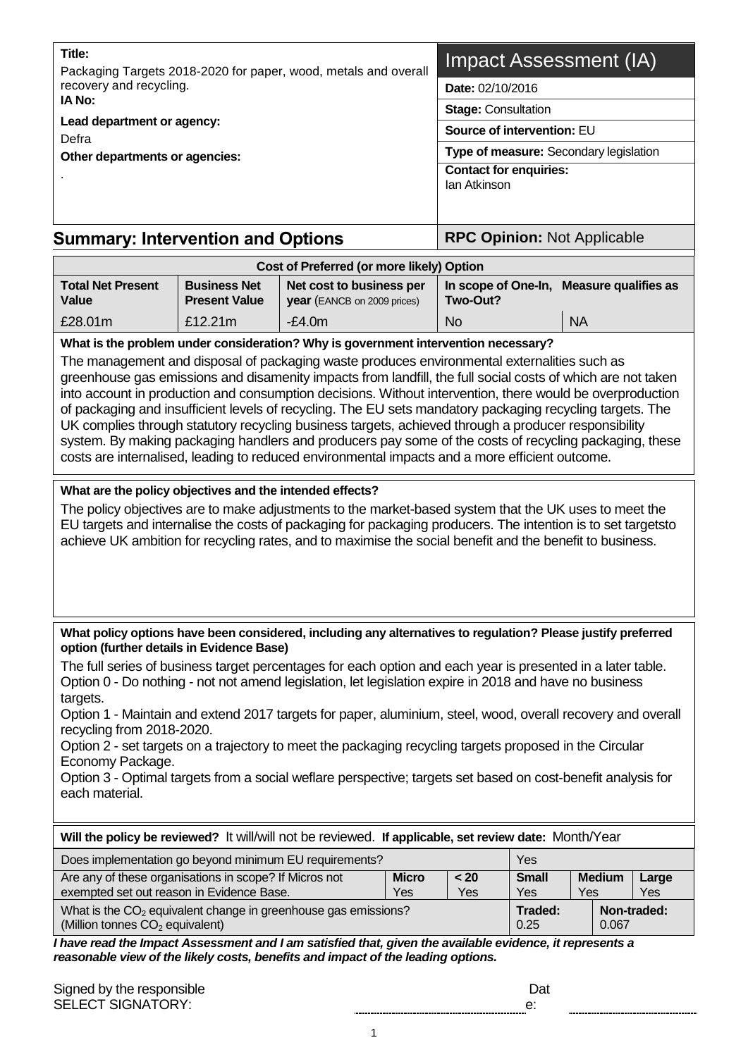| **Title:** Packaging Targets 2018-2020 for paper, wood, metals and overall recovery and recycling. | **Impact Assessment (IA)** |
|---|---|
| **IA No:** | **Date:** 02/10/2016 |
| **Lead department or agency:** Defra | **Stage:** Consultation |
| | **Source of intervention:** EU |
| **Other departments or agencies:** . | **Type of measure:** Secondary legislation |
| | **Contact for enquiries:** Ian Atkinson |

## Summary: Intervention and Options

**RPC Opinion:** Not Applicable

| **Cost of Preferred (or more likely) Option** | | | | |
|---|---|---|---|---|
| **Total Net Present Value** | **Business Net Present Value** | **Net cost to business per year** (EANCB on 2009 prices) | **In scope of One-In, Two-Out?** | **Measure qualifies as** |
| £28.01m | £12.21m | -£4.0m | No | NA |

**What is the problem under consideration? Why is government intervention necessary?**

The management and disposal of packaging waste produces environmental externalities such as greenhouse gas emissions and disamenity impacts from landfill, the full social costs of which are not taken into account in production and consumption decisions. Without intervention, there would be overproduction of packaging and insufficient levels of recycling. The EU sets mandatory packaging recycling targets. The UK complies through statutory recycling business targets, achieved through a producer responsibility system. By making packaging handlers and producers pay some of the costs of recycling packaging, these costs are internalised, leading to reduced environmental impacts and a more efficient outcome.

**What are the policy objectives and the intended effects?**

The policy objectives are to make adjustments to the market-based system that the UK uses to meet the EU targets and internalise the costs of packaging for packaging producers. The intention is to set targetsto achieve UK ambition for recycling rates, and to maximise the social benefit and the benefit to business.

**What policy options have been considered, including any alternatives to regulation? Please justify preferred option (further details in Evidence Base)**

The full series of business target percentages for each option and each year is presented in a later table.
Option 0 - Do nothing - not not amend legislation, let legislation expire in 2018 and have no business targets.
Option 1 - Maintain and extend 2017 targets for paper, aluminium, steel, wood, overall recovery and overall recycling from 2018-2020.
Option 2 - set targets on a trajectory to meet the packaging recycling targets proposed in the Circular Economy Package.
Option 3 - Optimal targets from a social weflare perspective; targets set based on cost-benefit analysis for each material.

**Will the policy be reviewed?** It will/will not be reviewed. **If applicable, set review date:** Month/Year

| Does implementation go beyond minimum EU requirements? | | | Yes | | |
|---|---|---|---|---|---|
| Are any of these organisations in scope? If Micros not exempted set out reason in Evidence Base. | **Micro** Yes | **< 20** Yes | **Small** Yes | **Medium** Yes | **Large** Yes |
| What is the $CO_2$ equivalent change in greenhouse gas emissions? (Million tonnes $CO_2$ equivalent) | | | **Traded:** 0.25 | **Non-traded:** 0.067 | |

***I have read the Impact Assessment and I am satisfied that, given the available evidence, it represents a reasonable view of the likely costs, benefits and impact of the leading options.***

Signed by the responsible SELECT SIGNATORY: ............................ Date: ............................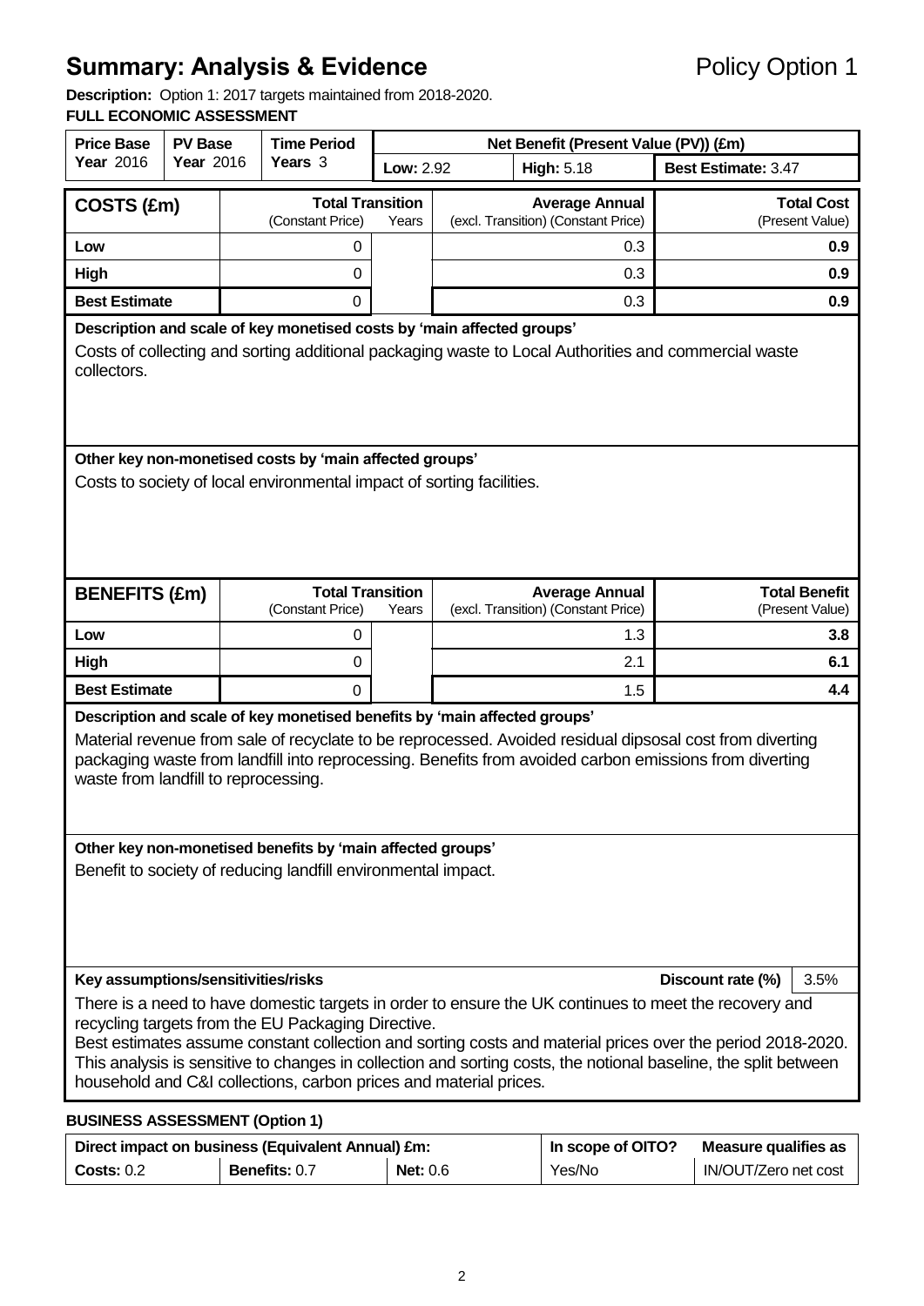# Summary: Analysis & Evidence

Policy Option 1

**Description:** Option 1: 2017 targets maintained from 2018-2020.

**FULL ECONOMIC ASSESSMENT**

| Price Base Year 2016 | PV Base Year 2016 | Time Period Years 3 | Net Benefit (Present Value (PV)) (£m) | | |
|---|---|---|---|---|---|
| | | | Low: 2.92 | High: 5.18 | Best Estimate: 3.47 |

| COSTS (£m) | Total Transition (Constant Price) | Years | Average Annual (excl. Transition) (Constant Price) | Total Cost (Present Value) |
|---|---|---|---|---|
| Low | 0 | | 0.3 | **0.9** |
| High | 0 | | 0.3 | **0.9** |
| Best Estimate | 0 | | 0.3 | **0.9** |

**Description and scale of key monetised costs by 'main affected groups'**

Costs of collecting and sorting additional packaging waste to Local Authorities and commercial waste collectors.

**Other key non-monetised costs by 'main affected groups'**

Costs to society of local environmental impact of sorting facilities.

| BENEFITS (£m) | Total Transition (Constant Price) | Years | Average Annual (excl. Transition) (Constant Price) | Total Benefit (Present Value) |
|---|---|---|---|---|
| Low | 0 | | 1.3 | **3.8** |
| High | 0 | | 2.1 | **6.1** |
| Best Estimate | 0 | | 1.5 | **4.4** |

**Description and scale of key monetised benefits by 'main affected groups'**

Material revenue from sale of recyclate to be reprocessed. Avoided residual dipsosal cost from diverting packaging waste from landfill into reprocessing. Benefits from avoided carbon emissions from diverting waste from landfill to reprocessing.

**Other key non-monetised benefits by 'main affected groups'**

Benefit to society of reducing landfill environmental impact.

**Key assumptions/sensitivities/risks** — **Discount rate (%)** 3.5%

There is a need to have domestic targets in order to ensure the UK continues to meet the recovery and recycling targets from the EU Packaging Directive.

Best estimates assume constant collection and sorting costs and material prices over the period 2018-2020. This analysis is sensitive to changes in collection and sorting costs, the notional baseline, the split between household and C&I collections, carbon prices and material prices.

**BUSINESS ASSESSMENT (Option 1)**

| Direct impact on business (Equivalent Annual) £m: | | | In scope of OITO? | Measure qualifies as |
|---|---|---|---|---|
| Costs: 0.2 | Benefits: 0.7 | Net: 0.6 | Yes/No | IN/OUT/Zero net cost |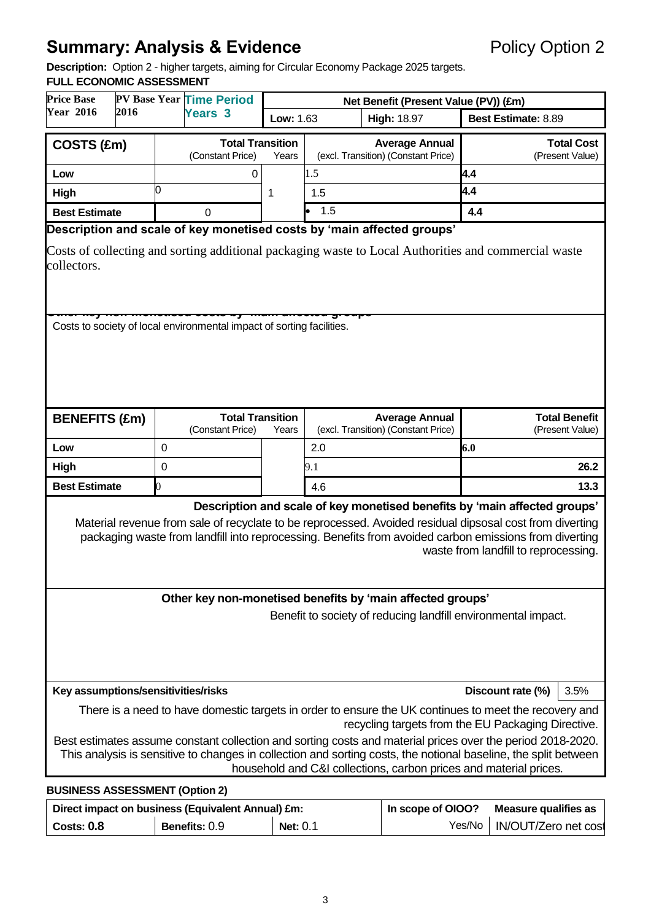# Summary: Analysis & Evidence

Policy Option 2

**Description:** Option 2 - higher targets, aiming for Circular Economy Package 2025 targets.

**FULL ECONOMIC ASSESSMENT**

| Price Base Year 2016 | PV Base Year 2016 | Time Period Years 3 | Net Benefit (Present Value (PV)) (£m) | | |
|---|---|---|---|---|---|
| | | | **Low:** 1.63 | **High:** 18.97 | **Best Estimate:** 8.89 |

| COSTS (£m) | Total Transition (Constant Price) | Years | Average Annual (excl. Transition) (Constant Price) | Total Cost (Present Value) |
|---|---|---|---|---|
| **Low** | 0 | 1 | 1.5 | 4.4 |
| **High** | 0 | | 1.5 | 4.4 |
| **Best Estimate** | 0 | | 1.5 | 4.4 |

**Description and scale of key monetised costs by 'main affected groups'**

Costs of collecting and sorting additional packaging waste to Local Authorities and commercial waste collectors.

**Other key non-monetised costs by 'main affected groups'**

Costs to society of local environmental impact of sorting facilities.

| BENEFITS (£m) | Total Transition (Constant Price) | Years | Average Annual (excl. Transition) (Constant Price) | Total Benefit (Present Value) |
|---|---|---|---|---|
| **Low** | 0 | | 2.0 | 6.0 |
| **High** | 0 | | 9.1 | 26.2 |
| **Best Estimate** | 0 | | 4.6 | 13.3 |

**Description and scale of key monetised benefits by 'main affected groups'**

Material revenue from sale of recyclate to be reprocessed. Avoided residual dipsosal cost from diverting packaging waste from landfill into reprocessing. Benefits from avoided carbon emissions from diverting waste from landfill to reprocessing.

**Other key non-monetised benefits by 'main affected groups'**

Benefit to society of reducing landfill environmental impact.

**Key assumptions/sensitivities/risks** — **Discount rate (%)** 3.5%

There is a need to have domestic targets in order to ensure the UK continues to meet the recovery and recycling targets from the EU Packaging Directive.

Best estimates assume constant collection and sorting costs and material prices over the period 2018-2020. This analysis is sensitive to changes in collection and sorting costs, the notional baseline, the split between household and C&I collections, carbon prices and material prices.

**BUSINESS ASSESSMENT (Option 2)**

| Direct impact on business (Equivalent Annual) £m: | | | In scope of OIOO? | Measure qualifies as |
|---|---|---|---|---|
| **Costs: 0.8** | **Benefits:** 0.9 | **Net:** 0.1 | Yes/No | IN/OUT/Zero net cost |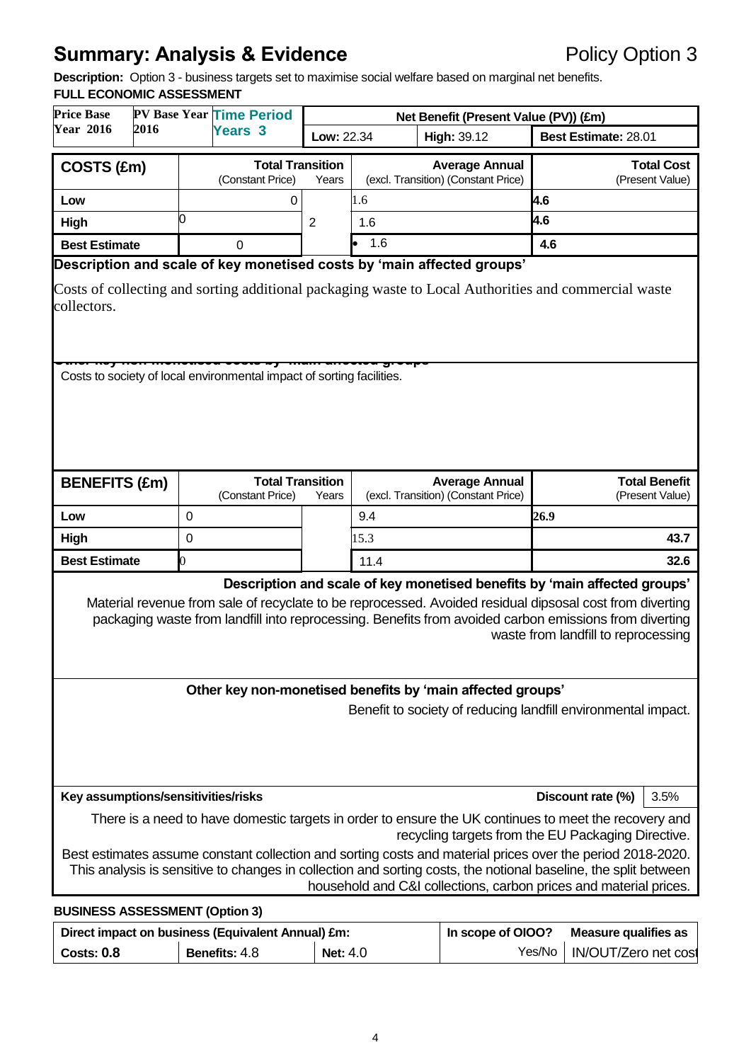## Summary: Analysis & Evidence

Policy Option 3

**Description:** Option 3 - business targets set to maximise social welfare based on marginal net benefits.

**FULL ECONOMIC ASSESSMENT**

| Price Base Year 2016 | PV Base Year 2016 | Time Period Years 3 | Net Benefit (Present Value (PV)) (£m) | | |
|---|---|---|---|---|---|
| | | | **Low:** 22.34 | **High:** 39.12 | **Best Estimate:** 28.01 |

| COSTS (£m) | Total Transition (Constant Price) | Years | Average Annual (excl. Transition) (Constant Price) | Total Cost (Present Value) |
|---|---|---|---|---|
| **Low** | 0 | 2 | 1.6 | 4.6 |
| **High** | 0 | | 1.6 | 4.6 |
| **Best Estimate** | 0 | | 1.6 | 4.6 |

**Description and scale of key monetised costs by 'main affected groups'**

Costs of collecting and sorting additional packaging waste to Local Authorities and commercial waste collectors.

**Other key non-monetised costs by 'main affected groups'**

Costs to society of local environmental impact of sorting facilities.

| BENEFITS (£m) | Total Transition (Constant Price) | Years | Average Annual (excl. Transition) (Constant Price) | Total Benefit (Present Value) |
|---|---|---|---|---|
| **Low** | 0 | | 9.4 | 26.9 |
| **High** | 0 | | 15.3 | 43.7 |
| **Best Estimate** | 0 | | 11.4 | 32.6 |

**Description and scale of key monetised benefits by 'main affected groups'**

Material revenue from sale of recyclate to be reprocessed. Avoided residual dipsosal cost from diverting packaging waste from landfill into reprocessing. Benefits from avoided carbon emissions from diverting waste from landfill to reprocessing

**Other key non-monetised benefits by 'main affected groups'**

Benefit to society of reducing landfill environmental impact.

**Key assumptions/sensitivities/risks** — **Discount rate (%)** 3.5%

There is a need to have domestic targets in order to ensure the UK continues to meet the recovery and recycling targets from the EU Packaging Directive.

Best estimates assume constant collection and sorting costs and material prices over the period 2018-2020. This analysis is sensitive to changes in collection and sorting costs, the notional baseline, the split between household and C&I collections, carbon prices and material prices.

**BUSINESS ASSESSMENT (Option 3)**

| Direct impact on business (Equivalent Annual) £m: | | | In scope of OIOO? | Measure qualifies as |
|---|---|---|---|---|
| **Costs: 0.8** | **Benefits:** 4.8 | **Net:** 4.0 | Yes/No | IN/OUT/Zero net cost |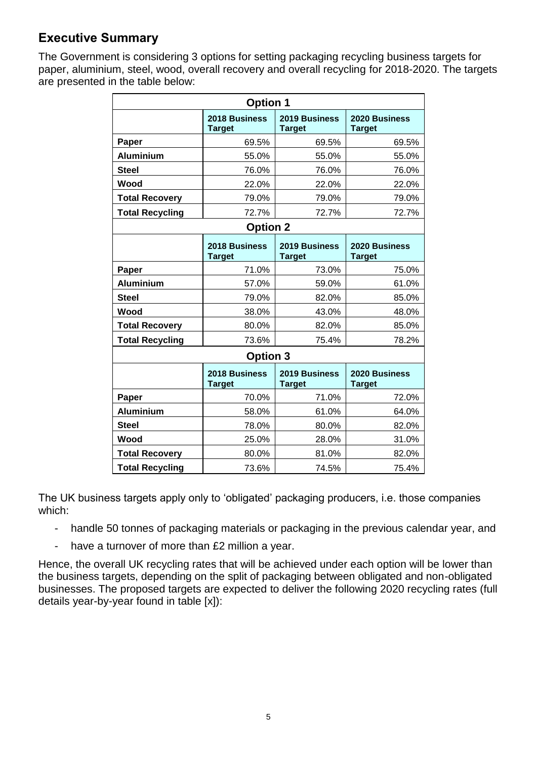## Executive Summary

The Government is considering 3 options for setting packaging recycling business targets for paper, aluminium, steel, wood, overall recovery and overall recycling for 2018-2020. The targets are presented in the table below:

| Option 1 | | | |
|---|---|---|---|
| | **2018 Business Target** | **2019 Business Target** | **2020 Business Target** |
| **Paper** | 69.5% | 69.5% | 69.5% |
| **Aluminium** | 55.0% | 55.0% | 55.0% |
| **Steel** | 76.0% | 76.0% | 76.0% |
| **Wood** | 22.0% | 22.0% | 22.0% |
| **Total Recovery** | 79.0% | 79.0% | 79.0% |
| **Total Recycling** | 72.7% | 72.7% | 72.7% |
| **Option 2** | | | |
| | **2018 Business Target** | **2019 Business Target** | **2020 Business Target** |
| **Paper** | 71.0% | 73.0% | 75.0% |
| **Aluminium** | 57.0% | 59.0% | 61.0% |
| **Steel** | 79.0% | 82.0% | 85.0% |
| **Wood** | 38.0% | 43.0% | 48.0% |
| **Total Recovery** | 80.0% | 82.0% | 85.0% |
| **Total Recycling** | 73.6% | 75.4% | 78.2% |
| **Option 3** | | | |
| | **2018 Business Target** | **2019 Business Target** | **2020 Business Target** |
| **Paper** | 70.0% | 71.0% | 72.0% |
| **Aluminium** | 58.0% | 61.0% | 64.0% |
| **Steel** | 78.0% | 80.0% | 82.0% |
| **Wood** | 25.0% | 28.0% | 31.0% |
| **Total Recovery** | 80.0% | 81.0% | 82.0% |
| **Total Recycling** | 73.6% | 74.5% | 75.4% |

The UK business targets apply only to 'obligated' packaging producers, i.e. those companies which:

- handle 50 tonnes of packaging materials or packaging in the previous calendar year, and
- have a turnover of more than £2 million a year.

Hence, the overall UK recycling rates that will be achieved under each option will be lower than the business targets, depending on the split of packaging between obligated and non-obligated businesses. The proposed targets are expected to deliver the following 2020 recycling rates (full details year-by-year found in table [x]):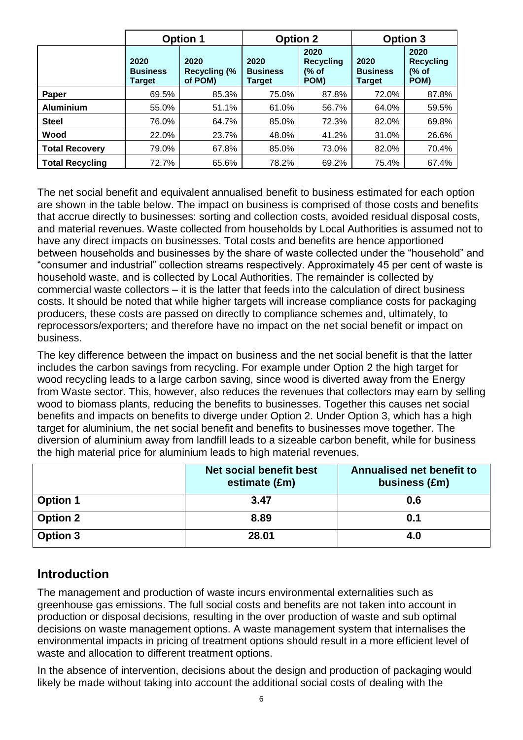| | Option 1 | | Option 2 | | Option 3 | |
|---|---|---|---|---|---|---|
| | 2020 Business Target | 2020 Recycling (% of POM) | 2020 Business Target | 2020 Recycling (% of POM) | 2020 Business Target | 2020 Recycling (% of POM) |
| **Paper** | 69.5% | 85.3% | 75.0% | 87.8% | 72.0% | 87.8% |
| **Aluminium** | 55.0% | 51.1% | 61.0% | 56.7% | 64.0% | 59.5% |
| **Steel** | 76.0% | 64.7% | 85.0% | 72.3% | 82.0% | 69.8% |
| **Wood** | 22.0% | 23.7% | 48.0% | 41.2% | 31.0% | 26.6% |
| **Total Recovery** | 79.0% | 67.8% | 85.0% | 73.0% | 82.0% | 70.4% |
| **Total Recycling** | 72.7% | 65.6% | 78.2% | 69.2% | 75.4% | 67.4% |

The net social benefit and equivalent annualised benefit to business estimated for each option are shown in the table below. The impact on business is comprised of those costs and benefits that accrue directly to businesses: sorting and collection costs, avoided residual disposal costs, and material revenues. Waste collected from households by Local Authorities is assumed not to have any direct impacts on businesses. Total costs and benefits are hence apportioned between households and businesses by the share of waste collected under the "household" and "consumer and industrial" collection streams respectively. Approximately 45 per cent of waste is household waste, and is collected by Local Authorities. The remainder is collected by commercial waste collectors – it is the latter that feeds into the calculation of direct business costs. It should be noted that while higher targets will increase compliance costs for packaging producers, these costs are passed on directly to compliance schemes and, ultimately, to reprocessors/exporters; and therefore have no impact on the net social benefit or impact on business.

The key difference between the impact on business and the net social benefit is that the latter includes the carbon savings from recycling. For example under Option 2 the high target for wood recycling leads to a large carbon saving, since wood is diverted away from the Energy from Waste sector. This, however, also reduces the revenues that collectors may earn by selling wood to biomass plants, reducing the benefits to businesses. Together this causes net social benefits and impacts on benefits to diverge under Option 2. Under Option 3, which has a high target for aluminium, the net social benefit and benefits to businesses move together. The diversion of aluminium away from landfill leads to a sizeable carbon benefit, while for business the high material price for aluminium leads to high material revenues.

| | Net social benefit best estimate (£m) | Annualised net benefit to business (£m) |
|---|---|---|
| **Option 1** | **3.47** | **0.6** |
| **Option 2** | **8.89** | **0.1** |
| **Option 3** | **28.01** | **4.0** |

## Introduction

The management and production of waste incurs environmental externalities such as greenhouse gas emissions. The full social costs and benefits are not taken into account in production or disposal decisions, resulting in the over production of waste and sub optimal decisions on waste management options. A waste management system that internalises the environmental impacts in pricing of treatment options should result in a more efficient level of waste and allocation to different treatment options.

In the absence of intervention, decisions about the design and production of packaging would likely be made without taking into account the additional social costs of dealing with the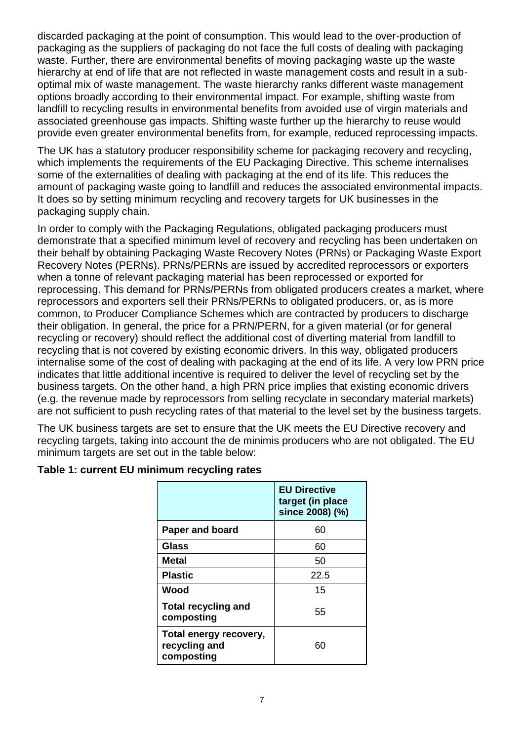discarded packaging at the point of consumption. This would lead to the over-production of packaging as the suppliers of packaging do not face the full costs of dealing with packaging waste. Further, there are environmental benefits of moving packaging waste up the waste hierarchy at end of life that are not reflected in waste management costs and result in a sub-optimal mix of waste management. The waste hierarchy ranks different waste management options broadly according to their environmental impact. For example, shifting waste from landfill to recycling results in environmental benefits from avoided use of virgin materials and associated greenhouse gas impacts. Shifting waste further up the hierarchy to reuse would provide even greater environmental benefits from, for example, reduced reprocessing impacts.

The UK has a statutory producer responsibility scheme for packaging recovery and recycling, which implements the requirements of the EU Packaging Directive. This scheme internalises some of the externalities of dealing with packaging at the end of its life. This reduces the amount of packaging waste going to landfill and reduces the associated environmental impacts. It does so by setting minimum recycling and recovery targets for UK businesses in the packaging supply chain.

In order to comply with the Packaging Regulations, obligated packaging producers must demonstrate that a specified minimum level of recovery and recycling has been undertaken on their behalf by obtaining Packaging Waste Recovery Notes (PRNs) or Packaging Waste Export Recovery Notes (PERNs). PRNs/PERNs are issued by accredited reprocessors or exporters when a tonne of relevant packaging material has been reprocessed or exported for reprocessing. This demand for PRNs/PERNs from obligated producers creates a market, where reprocessors and exporters sell their PRNs/PERNs to obligated producers, or, as is more common, to Producer Compliance Schemes which are contracted by producers to discharge their obligation. In general, the price for a PRN/PERN, for a given material (or for general recycling or recovery) should reflect the additional cost of diverting material from landfill to recycling that is not covered by existing economic drivers. In this way, obligated producers internalise some of the cost of dealing with packaging at the end of its life. A very low PRN price indicates that little additional incentive is required to deliver the level of recycling set by the business targets. On the other hand, a high PRN price implies that existing economic drivers (e.g. the revenue made by reprocessors from selling recyclate in secondary material markets) are not sufficient to push recycling rates of that material to the level set by the business targets.

The UK business targets are set to ensure that the UK meets the EU Directive recovery and recycling targets, taking into account the de minimis producers who are not obligated. The EU minimum targets are set out in the table below:

**Table 1: current EU minimum recycling rates**

| | EU Directive target (in place since 2008) (%) |
|---|---|
| **Paper and board** | 60 |
| **Glass** | 60 |
| **Metal** | 50 |
| **Plastic** | 22.5 |
| **Wood** | 15 |
| **Total recycling and composting** | 55 |
| **Total energy recovery, recycling and composting** | 60 |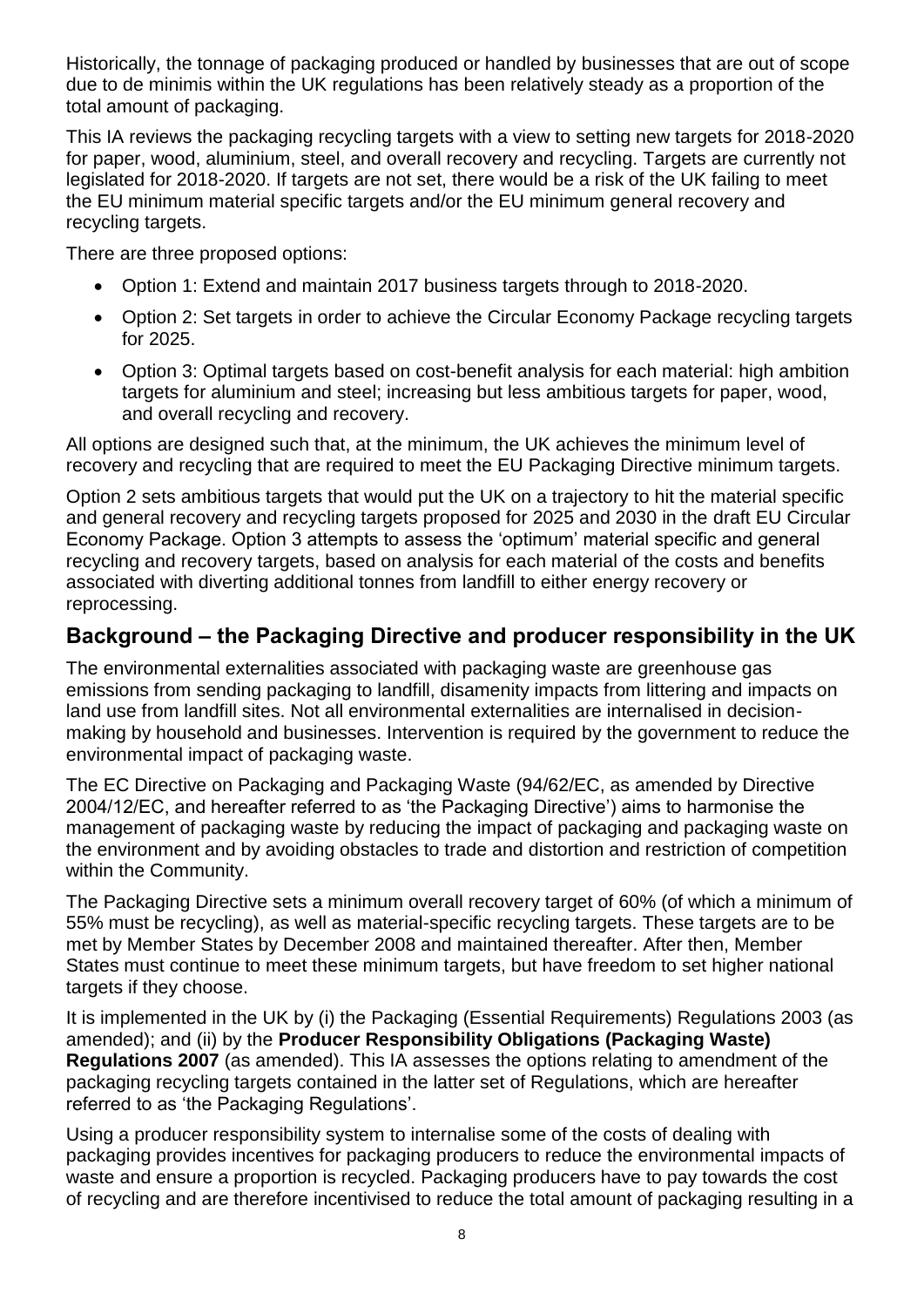Historically, the tonnage of packaging produced or handled by businesses that are out of scope due to de minimis within the UK regulations has been relatively steady as a proportion of the total amount of packaging.

This IA reviews the packaging recycling targets with a view to setting new targets for 2018-2020 for paper, wood, aluminium, steel, and overall recovery and recycling. Targets are currently not legislated for 2018-2020. If targets are not set, there would be a risk of the UK failing to meet the EU minimum material specific targets and/or the EU minimum general recovery and recycling targets.

There are three proposed options:

- Option 1: Extend and maintain 2017 business targets through to 2018-2020.
- Option 2: Set targets in order to achieve the Circular Economy Package recycling targets for 2025.
- Option 3: Optimal targets based on cost-benefit analysis for each material: high ambition targets for aluminium and steel; increasing but less ambitious targets for paper, wood, and overall recycling and recovery.

All options are designed such that, at the minimum, the UK achieves the minimum level of recovery and recycling that are required to meet the EU Packaging Directive minimum targets.

Option 2 sets ambitious targets that would put the UK on a trajectory to hit the material specific and general recovery and recycling targets proposed for 2025 and 2030 in the draft EU Circular Economy Package. Option 3 attempts to assess the 'optimum' material specific and general recycling and recovery targets, based on analysis for each material of the costs and benefits associated with diverting additional tonnes from landfill to either energy recovery or reprocessing.

## Background – the Packaging Directive and producer responsibility in the UK

The environmental externalities associated with packaging waste are greenhouse gas emissions from sending packaging to landfill, disamenity impacts from littering and impacts on land use from landfill sites. Not all environmental externalities are internalised in decision-making by household and businesses. Intervention is required by the government to reduce the environmental impact of packaging waste.

The EC Directive on Packaging and Packaging Waste (94/62/EC, as amended by Directive 2004/12/EC, and hereafter referred to as 'the Packaging Directive') aims to harmonise the management of packaging waste by reducing the impact of packaging and packaging waste on the environment and by avoiding obstacles to trade and distortion and restriction of competition within the Community.

The Packaging Directive sets a minimum overall recovery target of 60% (of which a minimum of 55% must be recycling), as well as material-specific recycling targets. These targets are to be met by Member States by December 2008 and maintained thereafter. After then, Member States must continue to meet these minimum targets, but have freedom to set higher national targets if they choose.

It is implemented in the UK by (i) the Packaging (Essential Requirements) Regulations 2003 (as amended); and (ii) by the **Producer Responsibility Obligations (Packaging Waste) Regulations 2007** (as amended). This IA assesses the options relating to amendment of the packaging recycling targets contained in the latter set of Regulations, which are hereafter referred to as 'the Packaging Regulations'.

Using a producer responsibility system to internalise some of the costs of dealing with packaging provides incentives for packaging producers to reduce the environmental impacts of waste and ensure a proportion is recycled. Packaging producers have to pay towards the cost of recycling and are therefore incentivised to reduce the total amount of packaging resulting in a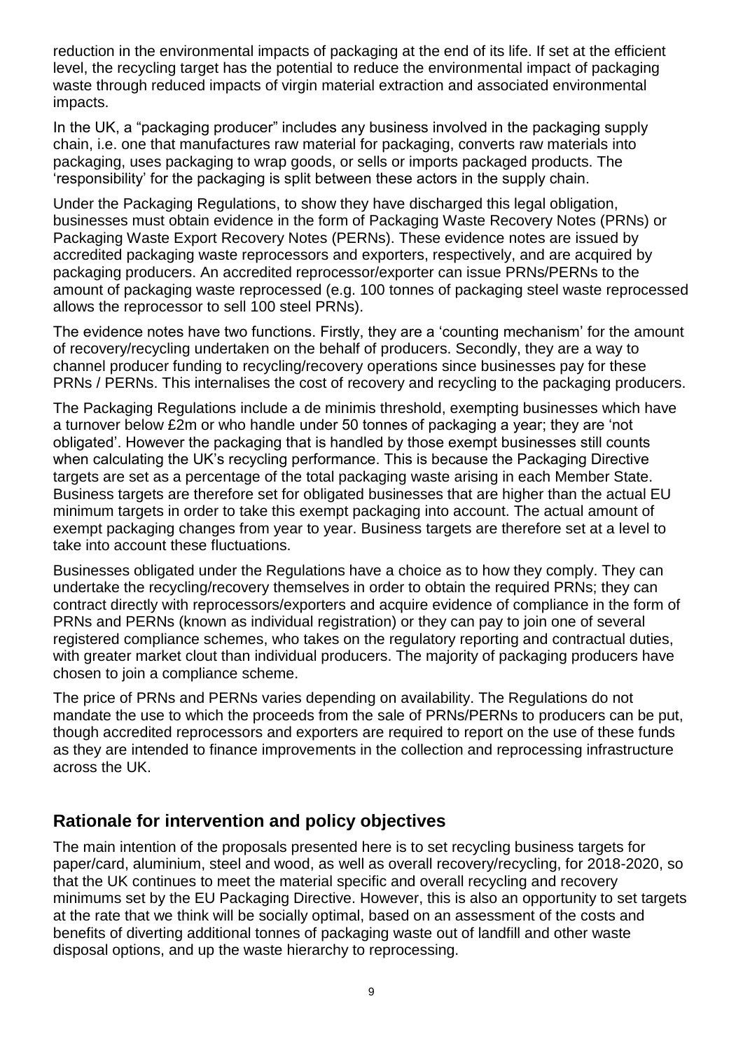reduction in the environmental impacts of packaging at the end of its life. If set at the efficient level, the recycling target has the potential to reduce the environmental impact of packaging waste through reduced impacts of virgin material extraction and associated environmental impacts.

In the UK, a "packaging producer" includes any business involved in the packaging supply chain, i.e. one that manufactures raw material for packaging, converts raw materials into packaging, uses packaging to wrap goods, or sells or imports packaged products. The 'responsibility' for the packaging is split between these actors in the supply chain.

Under the Packaging Regulations, to show they have discharged this legal obligation, businesses must obtain evidence in the form of Packaging Waste Recovery Notes (PRNs) or Packaging Waste Export Recovery Notes (PERNs). These evidence notes are issued by accredited packaging waste reprocessors and exporters, respectively, and are acquired by packaging producers. An accredited reprocessor/exporter can issue PRNs/PERNs to the amount of packaging waste reprocessed (e.g. 100 tonnes of packaging steel waste reprocessed allows the reprocessor to sell 100 steel PRNs).

The evidence notes have two functions. Firstly, they are a 'counting mechanism' for the amount of recovery/recycling undertaken on the behalf of producers. Secondly, they are a way to channel producer funding to recycling/recovery operations since businesses pay for these PRNs / PERNs. This internalises the cost of recovery and recycling to the packaging producers.

The Packaging Regulations include a de minimis threshold, exempting businesses which have a turnover below £2m or who handle under 50 tonnes of packaging a year; they are 'not obligated'. However the packaging that is handled by those exempt businesses still counts when calculating the UK's recycling performance. This is because the Packaging Directive targets are set as a percentage of the total packaging waste arising in each Member State. Business targets are therefore set for obligated businesses that are higher than the actual EU minimum targets in order to take this exempt packaging into account. The actual amount of exempt packaging changes from year to year. Business targets are therefore set at a level to take into account these fluctuations.

Businesses obligated under the Regulations have a choice as to how they comply. They can undertake the recycling/recovery themselves in order to obtain the required PRNs; they can contract directly with reprocessors/exporters and acquire evidence of compliance in the form of PRNs and PERNs (known as individual registration) or they can pay to join one of several registered compliance schemes, who takes on the regulatory reporting and contractual duties, with greater market clout than individual producers. The majority of packaging producers have chosen to join a compliance scheme.

The price of PRNs and PERNs varies depending on availability. The Regulations do not mandate the use to which the proceeds from the sale of PRNs/PERNs to producers can be put, though accredited reprocessors and exporters are required to report on the use of these funds as they are intended to finance improvements in the collection and reprocessing infrastructure across the UK.

## Rationale for intervention and policy objectives

The main intention of the proposals presented here is to set recycling business targets for paper/card, aluminium, steel and wood, as well as overall recovery/recycling, for 2018-2020, so that the UK continues to meet the material specific and overall recycling and recovery minimums set by the EU Packaging Directive. However, this is also an opportunity to set targets at the rate that we think will be socially optimal, based on an assessment of the costs and benefits of diverting additional tonnes of packaging waste out of landfill and other waste disposal options, and up the waste hierarchy to reprocessing.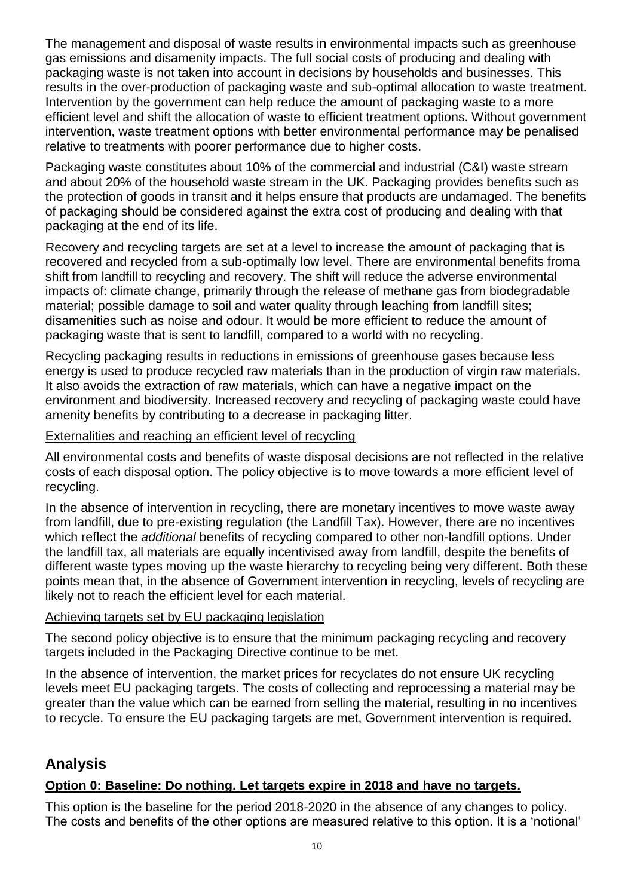The management and disposal of waste results in environmental impacts such as greenhouse gas emissions and disamenity impacts. The full social costs of producing and dealing with packaging waste is not taken into account in decisions by households and businesses. This results in the over-production of packaging waste and sub-optimal allocation to waste treatment. Intervention by the government can help reduce the amount of packaging waste to a more efficient level and shift the allocation of waste to efficient treatment options. Without government intervention, waste treatment options with better environmental performance may be penalised relative to treatments with poorer performance due to higher costs.

Packaging waste constitutes about 10% of the commercial and industrial (C&I) waste stream and about 20% of the household waste stream in the UK. Packaging provides benefits such as the protection of goods in transit and it helps ensure that products are undamaged. The benefits of packaging should be considered against the extra cost of producing and dealing with that packaging at the end of its life.

Recovery and recycling targets are set at a level to increase the amount of packaging that is recovered and recycled from a sub-optimally low level. There are environmental benefits froma shift from landfill to recycling and recovery. The shift will reduce the adverse environmental impacts of: climate change, primarily through the release of methane gas from biodegradable material; possible damage to soil and water quality through leaching from landfill sites; disamenities such as noise and odour. It would be more efficient to reduce the amount of packaging waste that is sent to landfill, compared to a world with no recycling.

Recycling packaging results in reductions in emissions of greenhouse gases because less energy is used to produce recycled raw materials than in the production of virgin raw materials. It also avoids the extraction of raw materials, which can have a negative impact on the environment and biodiversity. Increased recovery and recycling of packaging waste could have amenity benefits by contributing to a decrease in packaging litter.

Externalities and reaching an efficient level of recycling

All environmental costs and benefits of waste disposal decisions are not reflected in the relative costs of each disposal option. The policy objective is to move towards a more efficient level of recycling.

In the absence of intervention in recycling, there are monetary incentives to move waste away from landfill, due to pre-existing regulation (the Landfill Tax). However, there are no incentives which reflect the *additional* benefits of recycling compared to other non-landfill options. Under the landfill tax, all materials are equally incentivised away from landfill, despite the benefits of different waste types moving up the waste hierarchy to recycling being very different. Both these points mean that, in the absence of Government intervention in recycling, levels of recycling are likely not to reach the efficient level for each material.

Achieving targets set by EU packaging legislation

The second policy objective is to ensure that the minimum packaging recycling and recovery targets included in the Packaging Directive continue to be met.

In the absence of intervention, the market prices for recyclates do not ensure UK recycling levels meet EU packaging targets. The costs of collecting and reprocessing a material may be greater than the value which can be earned from selling the material, resulting in no incentives to recycle. To ensure the EU packaging targets are met, Government intervention is required.

## Analysis

**Option 0: Baseline: Do nothing. Let targets expire in 2018 and have no targets.**

This option is the baseline for the period 2018-2020 in the absence of any changes to policy. The costs and benefits of the other options are measured relative to this option. It is a 'notional'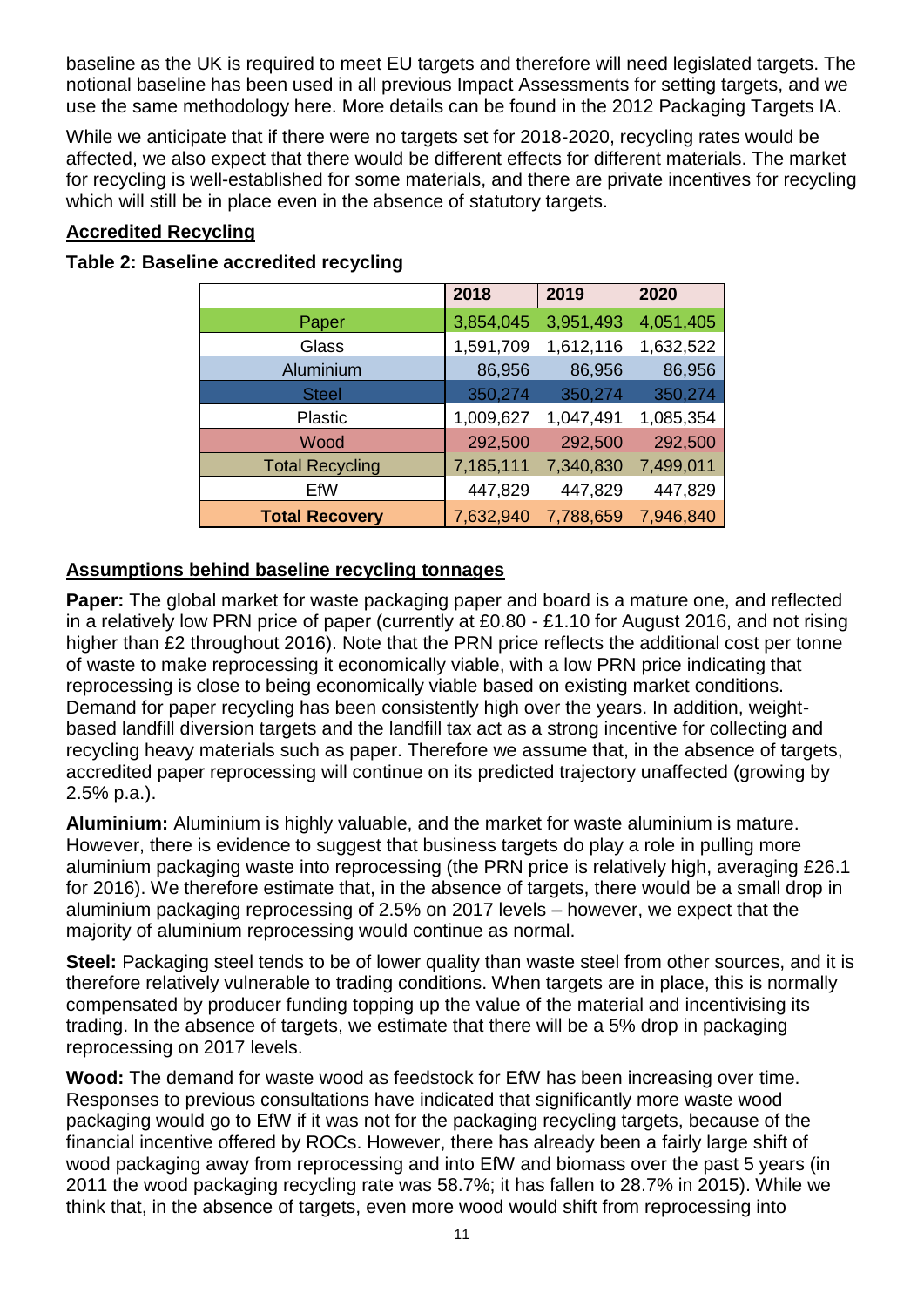baseline as the UK is required to meet EU targets and therefore will need legislated targets. The notional baseline has been used in all previous Impact Assessments for setting targets, and we use the same methodology here. More details can be found in the 2012 Packaging Targets IA.

While we anticipate that if there were no targets set for 2018-2020, recycling rates would be affected, we also expect that there would be different effects for different materials. The market for recycling is well-established for some materials, and there are private incentives for recycling which will still be in place even in the absence of statutory targets.

## Accredited Recycling

**Table 2: Baseline accredited recycling**

| | 2018 | 2019 | 2020 |
|---|---|---|---|
| Paper | 3,854,045 | 3,951,493 | 4,051,405 |
| Glass | 1,591,709 | 1,612,116 | 1,632,522 |
| Aluminium | 86,956 | 86,956 | 86,956 |
| Steel | 350,274 | 350,274 | 350,274 |
| Plastic | 1,009,627 | 1,047,491 | 1,085,354 |
| Wood | 292,500 | 292,500 | 292,500 |
| Total Recycling | 7,185,111 | 7,340,830 | 7,499,011 |
| EfW | 447,829 | 447,829 | 447,829 |
| **Total Recovery** | 7,632,940 | 7,788,659 | 7,946,840 |

## Assumptions behind baseline recycling tonnages

**Paper:** The global market for waste packaging paper and board is a mature one, and reflected in a relatively low PRN price of paper (currently at £0.80 - £1.10 for August 2016, and not rising higher than £2 throughout 2016). Note that the PRN price reflects the additional cost per tonne of waste to make reprocessing it economically viable, with a low PRN price indicating that reprocessing is close to being economically viable based on existing market conditions. Demand for paper recycling has been consistently high over the years. In addition, weight-based landfill diversion targets and the landfill tax act as a strong incentive for collecting and recycling heavy materials such as paper. Therefore we assume that, in the absence of targets, accredited paper reprocessing will continue on its predicted trajectory unaffected (growing by 2.5% p.a.).

**Aluminium:** Aluminium is highly valuable, and the market for waste aluminium is mature. However, there is evidence to suggest that business targets do play a role in pulling more aluminium packaging waste into reprocessing (the PRN price is relatively high, averaging £26.1 for 2016). We therefore estimate that, in the absence of targets, there would be a small drop in aluminium packaging reprocessing of 2.5% on 2017 levels – however, we expect that the majority of aluminium reprocessing would continue as normal.

**Steel:** Packaging steel tends to be of lower quality than waste steel from other sources, and it is therefore relatively vulnerable to trading conditions. When targets are in place, this is normally compensated by producer funding topping up the value of the material and incentivising its trading. In the absence of targets, we estimate that there will be a 5% drop in packaging reprocessing on 2017 levels.

**Wood:** The demand for waste wood as feedstock for EfW has been increasing over time. Responses to previous consultations have indicated that significantly more waste wood packaging would go to EfW if it was not for the packaging recycling targets, because of the financial incentive offered by ROCs. However, there has already been a fairly large shift of wood packaging away from reprocessing and into EfW and biomass over the past 5 years (in 2011 the wood packaging recycling rate was 58.7%; it has fallen to 28.7% in 2015). While we think that, in the absence of targets, even more wood would shift from reprocessing into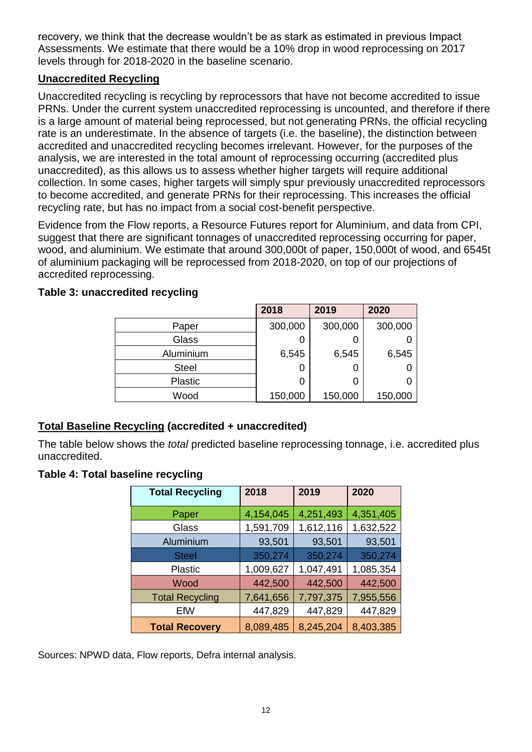recovery, we think that the decrease wouldn't be as stark as estimated in previous Impact Assessments. We estimate that there would be a 10% drop in wood reprocessing on 2017 levels through for 2018-2020 in the baseline scenario.

**Unaccredited Recycling**

Unaccredited recycling is recycling by reprocessors that have not become accredited to issue PRNs. Under the current system unaccredited reprocessing is uncounted, and therefore if there is a large amount of material being reprocessed, but not generating PRNs, the official recycling rate is an underestimate. In the absence of targets (i.e. the baseline), the distinction between accredited and unaccredited recycling becomes irrelevant. However, for the purposes of the analysis, we are interested in the total amount of reprocessing occurring (accredited plus unaccredited), as this allows us to assess whether higher targets will require additional collection. In some cases, higher targets will simply spur previously unaccredited reprocessors to become accredited, and generate PRNs for their reprocessing. This increases the official recycling rate, but has no impact from a social cost-benefit perspective.

Evidence from the Flow reports, a Resource Futures report for Aluminium, and data from CPI, suggest that there are significant tonnages of unaccredited reprocessing occurring for paper, wood, and aluminium. We estimate that around 300,000t of paper, 150,000t of wood, and 6545t of aluminium packaging will be reprocessed from 2018-2020, on top of our projections of accredited reprocessing.

**Table 3: unaccredited recycling**

| | 2018 | 2019 | 2020 |
|---|---|---|---|
| Paper | 300,000 | 300,000 | 300,000 |
| Glass | 0 | 0 | 0 |
| Aluminium | 6,545 | 6,545 | 6,545 |
| Steel | 0 | 0 | 0 |
| Plastic | 0 | 0 | 0 |
| Wood | 150,000 | 150,000 | 150,000 |

**Total Baseline Recycling (accredited + unaccredited)**

The table below shows the *total* predicted baseline reprocessing tonnage, i.e. accredited plus unaccredited.

**Table 4: Total baseline recycling**

| Total Recycling | 2018 | 2019 | 2020 |
|---|---|---|---|
| Paper | 4,154,045 | 4,251,493 | 4,351,405 |
| Glass | 1,591,709 | 1,612,116 | 1,632,522 |
| Aluminium | 93,501 | 93,501 | 93,501 |
| Steel | 350,274 | 350,274 | 350,274 |
| Plastic | 1,009,627 | 1,047,491 | 1,085,354 |
| Wood | 442,500 | 442,500 | 442,500 |
| Total Recycling | 7,641,656 | 7,797,375 | 7,955,556 |
| EfW | 447,829 | 447,829 | 447,829 |
| **Total Recovery** | 8,089,485 | 8,245,204 | 8,403,385 |

Sources: NPWD data, Flow reports, Defra internal analysis.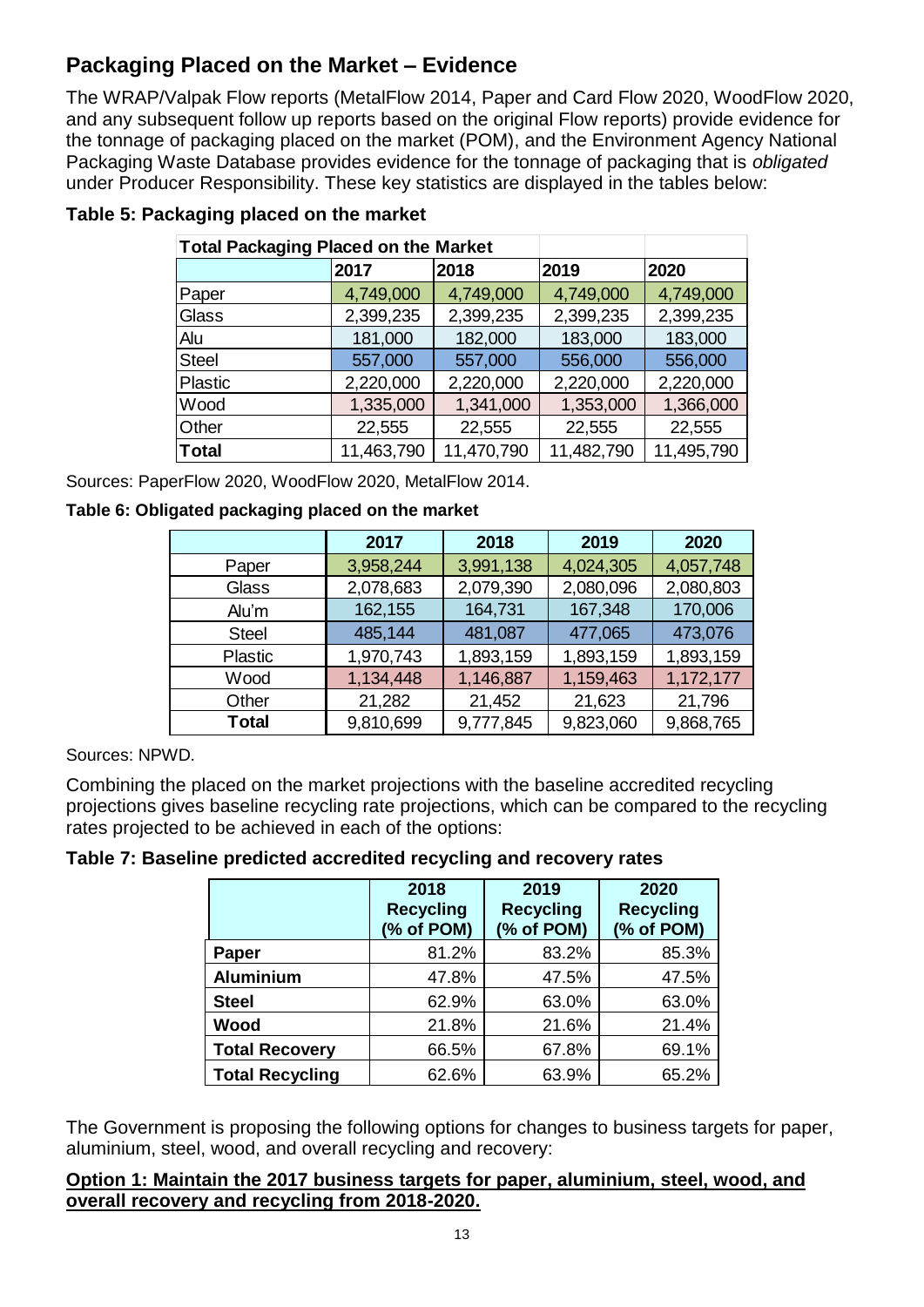## Packaging Placed on the Market – Evidence

The WRAP/Valpak Flow reports (MetalFlow 2014, Paper and Card Flow 2020, WoodFlow 2020, and any subsequent follow up reports based on the original Flow reports) provide evidence for the tonnage of packaging placed on the market (POM), and the Environment Agency National Packaging Waste Database provides evidence for the tonnage of packaging that is *obligated* under Producer Responsibility. These key statistics are displayed in the tables below:

**Table 5: Packaging placed on the market**

| Total Packaging Placed on the Market | | | | |
|---|---|---|---|---|
| | 2017 | 2018 | 2019 | 2020 |
| Paper | 4,749,000 | 4,749,000 | 4,749,000 | 4,749,000 |
| Glass | 2,399,235 | 2,399,235 | 2,399,235 | 2,399,235 |
| Alu | 181,000 | 182,000 | 183,000 | 183,000 |
| Steel | 557,000 | 557,000 | 556,000 | 556,000 |
| Plastic | 2,220,000 | 2,220,000 | 2,220,000 | 2,220,000 |
| Wood | 1,335,000 | 1,341,000 | 1,353,000 | 1,366,000 |
| Other | 22,555 | 22,555 | 22,555 | 22,555 |
| **Total** | 11,463,790 | 11,470,790 | 11,482,790 | 11,495,790 |

Sources: PaperFlow 2020, WoodFlow 2020, MetalFlow 2014.

**Table 6: Obligated packaging placed on the market**

| | 2017 | 2018 | 2019 | 2020 |
|---|---|---|---|---|
| Paper | 3,958,244 | 3,991,138 | 4,024,305 | 4,057,748 |
| Glass | 2,078,683 | 2,079,390 | 2,080,096 | 2,080,803 |
| Alu'm | 162,155 | 164,731 | 167,348 | 170,006 |
| Steel | 485,144 | 481,087 | 477,065 | 473,076 |
| Plastic | 1,970,743 | 1,893,159 | 1,893,159 | 1,893,159 |
| Wood | 1,134,448 | 1,146,887 | 1,159,463 | 1,172,177 |
| Other | 21,282 | 21,452 | 21,623 | 21,796 |
| **Total** | 9,810,699 | 9,777,845 | 9,823,060 | 9,868,765 |

Sources: NPWD.

Combining the placed on the market projections with the baseline accredited recycling projections gives baseline recycling rate projections, which can be compared to the recycling rates projected to be achieved in each of the options:

**Table 7: Baseline predicted accredited recycling and recovery rates**

| | 2018 Recycling (% of POM) | 2019 Recycling (% of POM) | 2020 Recycling (% of POM) |
|---|---|---|---|
| **Paper** | 81.2% | 83.2% | 85.3% |
| **Aluminium** | 47.8% | 47.5% | 47.5% |
| **Steel** | 62.9% | 63.0% | 63.0% |
| **Wood** | 21.8% | 21.6% | 21.4% |
| **Total Recovery** | 66.5% | 67.8% | 69.1% |
| **Total Recycling** | 62.6% | 63.9% | 65.2% |

The Government is proposing the following options for changes to business targets for paper, aluminium, steel, wood, and overall recycling and recovery:

**Option 1: Maintain the 2017 business targets for paper, aluminium, steel, wood, and overall recovery and recycling from 2018-2020.**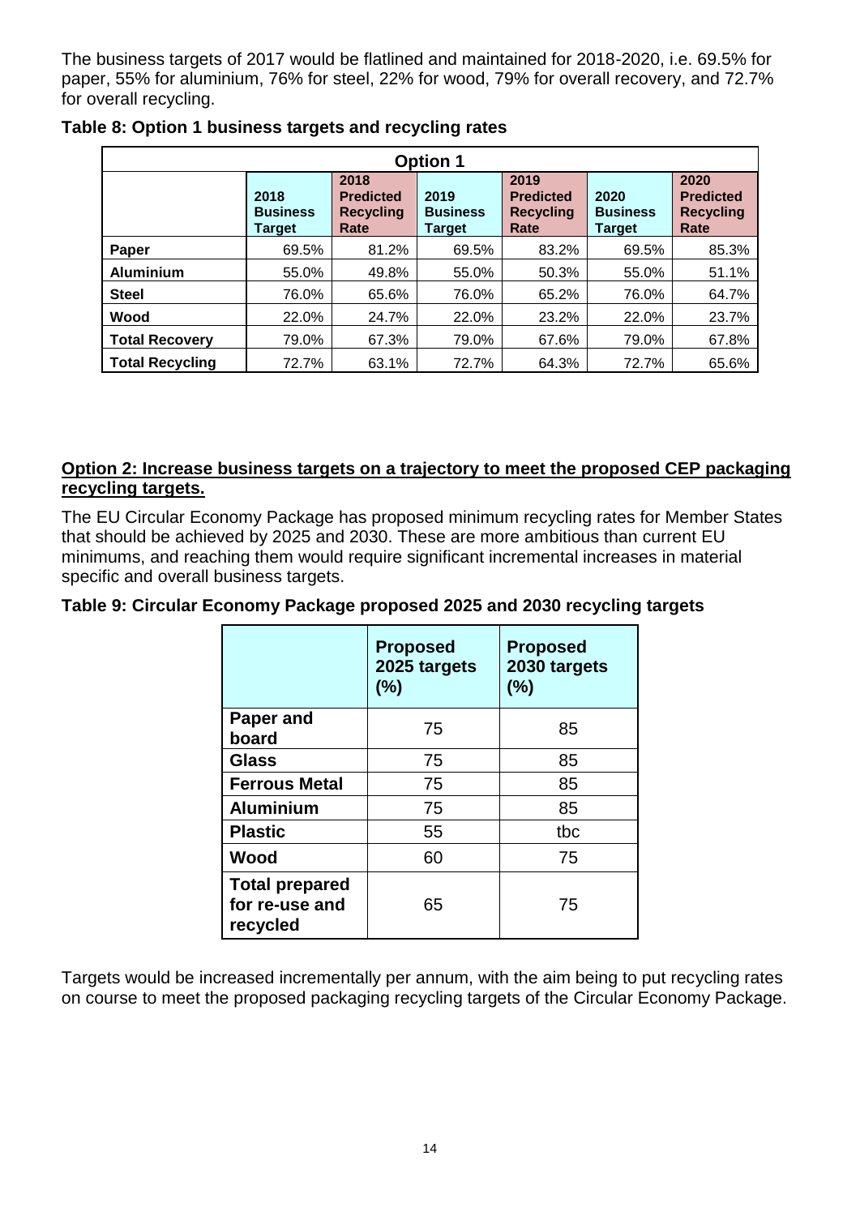The business targets of 2017 would be flatlined and maintained for 2018-2020, i.e. 69.5% for paper, 55% for aluminium, 76% for steel, 22% for wood, 79% for overall recovery, and 72.7% for overall recycling.

**Table 8: Option 1 business targets and recycling rates**

| Option 1 | | | | | | |
|---|---|---|---|---|---|---|
| | **2018 Business Target** | **2018 Predicted Recycling Rate** | **2019 Business Target** | **2019 Predicted Recycling Rate** | **2020 Business Target** | **2020 Predicted Recycling Rate** |
| **Paper** | 69.5% | 81.2% | 69.5% | 83.2% | 69.5% | 85.3% |
| **Aluminium** | 55.0% | 49.8% | 55.0% | 50.3% | 55.0% | 51.1% |
| **Steel** | 76.0% | 65.6% | 76.0% | 65.2% | 76.0% | 64.7% |
| **Wood** | 22.0% | 24.7% | 22.0% | 23.2% | 22.0% | 23.7% |
| **Total Recovery** | 79.0% | 67.3% | 79.0% | 67.6% | 79.0% | 67.8% |
| **Total Recycling** | 72.7% | 63.1% | 72.7% | 64.3% | 72.7% | 65.6% |

**Option 2: Increase business targets on a trajectory to meet the proposed CEP packaging recycling targets.**

The EU Circular Economy Package has proposed minimum recycling rates for Member States that should be achieved by 2025 and 2030. These are more ambitious than current EU minimums, and reaching them would require significant incremental increases in material specific and overall business targets.

**Table 9: Circular Economy Package proposed 2025 and 2030 recycling targets**

| | **Proposed 2025 targets (%)** | **Proposed 2030 targets (%)** |
|---|---|---|
| **Paper and board** | 75 | 85 |
| **Glass** | 75 | 85 |
| **Ferrous Metal** | 75 | 85 |
| **Aluminium** | 75 | 85 |
| **Plastic** | 55 | tbc |
| **Wood** | 60 | 75 |
| **Total prepared for re-use and recycled** | 65 | 75 |

Targets would be increased incrementally per annum, with the aim being to put recycling rates on course to meet the proposed packaging recycling targets of the Circular Economy Package.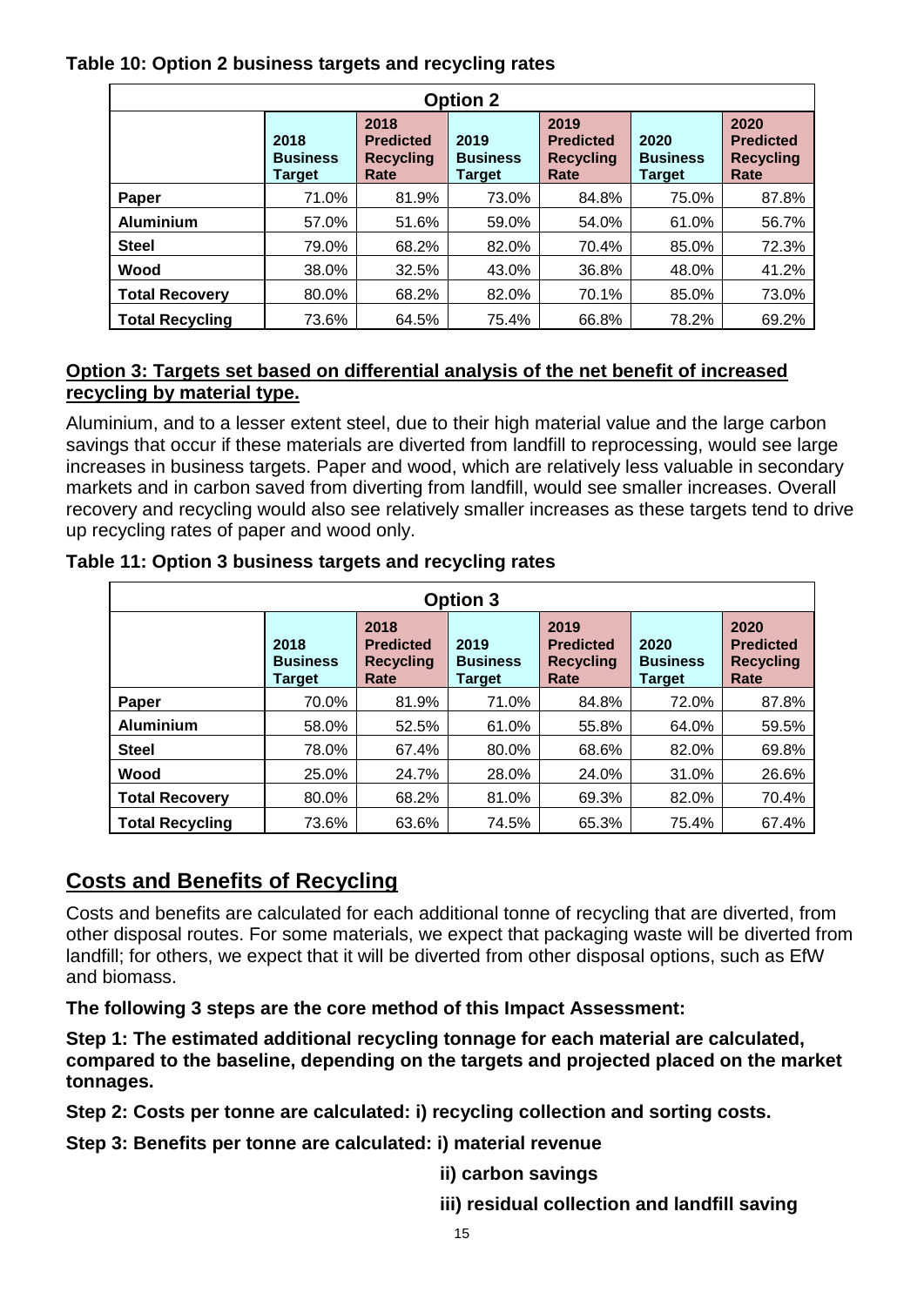**Table 10: Option 2 business targets and recycling rates**

| Option 2 | | | | | | |
|---|---|---|---|---|---|---|
| | **2018 Business Target** | **2018 Predicted Recycling Rate** | **2019 Business Target** | **2019 Predicted Recycling Rate** | **2020 Business Target** | **2020 Predicted Recycling Rate** |
| **Paper** | 71.0% | 81.9% | 73.0% | 84.8% | 75.0% | 87.8% |
| **Aluminium** | 57.0% | 51.6% | 59.0% | 54.0% | 61.0% | 56.7% |
| **Steel** | 79.0% | 68.2% | 82.0% | 70.4% | 85.0% | 72.3% |
| **Wood** | 38.0% | 32.5% | 43.0% | 36.8% | 48.0% | 41.2% |
| **Total Recovery** | 80.0% | 68.2% | 82.0% | 70.1% | 85.0% | 73.0% |
| **Total Recycling** | 73.6% | 64.5% | 75.4% | 66.8% | 78.2% | 69.2% |

**Option 3: Targets set based on differential analysis of the net benefit of increased recycling by material type.**

Aluminium, and to a lesser extent steel, due to their high material value and the large carbon savings that occur if these materials are diverted from landfill to reprocessing, would see large increases in business targets. Paper and wood, which are relatively less valuable in secondary markets and in carbon saved from diverting from landfill, would see smaller increases. Overall recovery and recycling would also see relatively smaller increases as these targets tend to drive up recycling rates of paper and wood only.

**Table 11: Option 3 business targets and recycling rates**

| Option 3 | | | | | | |
|---|---|---|---|---|---|---|
| | **2018 Business Target** | **2018 Predicted Recycling Rate** | **2019 Business Target** | **2019 Predicted Recycling Rate** | **2020 Business Target** | **2020 Predicted Recycling Rate** |
| **Paper** | 70.0% | 81.9% | 71.0% | 84.8% | 72.0% | 87.8% |
| **Aluminium** | 58.0% | 52.5% | 61.0% | 55.8% | 64.0% | 59.5% |
| **Steel** | 78.0% | 67.4% | 80.0% | 68.6% | 82.0% | 69.8% |
| **Wood** | 25.0% | 24.7% | 28.0% | 24.0% | 31.0% | 26.6% |
| **Total Recovery** | 80.0% | 68.2% | 81.0% | 69.3% | 82.0% | 70.4% |
| **Total Recycling** | 73.6% | 63.6% | 74.5% | 65.3% | 75.4% | 67.4% |

## Costs and Benefits of Recycling

Costs and benefits are calculated for each additional tonne of recycling that are diverted, from other disposal routes. For some materials, we expect that packaging waste will be diverted from landfill; for others, we expect that it will be diverted from other disposal options, such as EfW and biomass.

**The following 3 steps are the core method of this Impact Assessment:**

**Step 1: The estimated additional recycling tonnage for each material are calculated, compared to the baseline, depending on the targets and projected placed on the market tonnages.**

**Step 2: Costs per tonne are calculated: i) recycling collection and sorting costs.**

**Step 3: Benefits per tonne are calculated: i) material revenue**

**ii) carbon savings**

**iii) residual collection and landfill saving**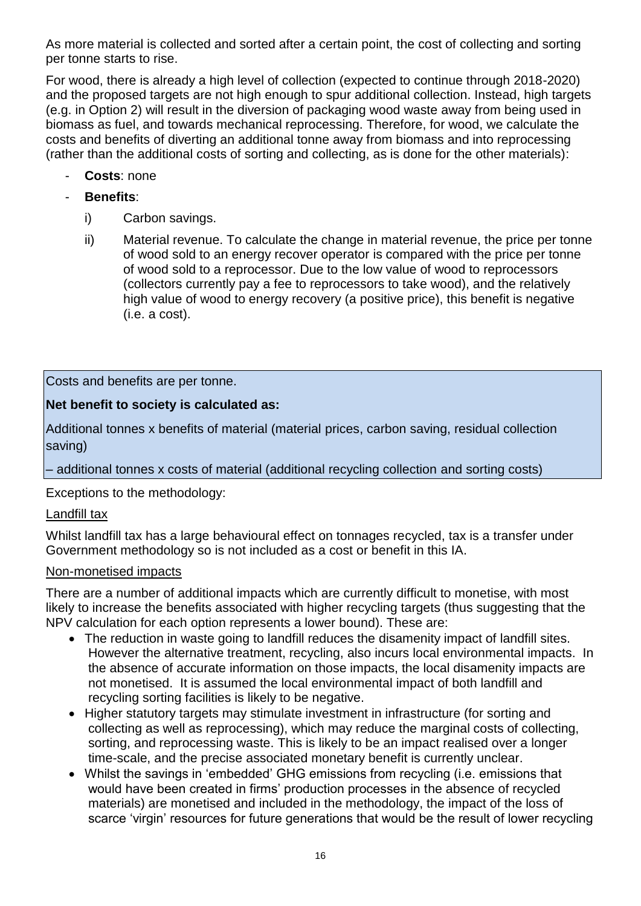As more material is collected and sorted after a certain point, the cost of collecting and sorting per tonne starts to rise.

For wood, there is already a high level of collection (expected to continue through 2018-2020) and the proposed targets are not high enough to spur additional collection. Instead, high targets (e.g. in Option 2) will result in the diversion of packaging wood waste away from being used in biomass as fuel, and towards mechanical reprocessing. Therefore, for wood, we calculate the costs and benefits of diverting an additional tonne away from biomass and into reprocessing (rather than the additional costs of sorting and collecting, as is done for the other materials):

- **Costs**: none
- **Benefits**:
  i) Carbon savings.
  ii) Material revenue. To calculate the change in material revenue, the price per tonne of wood sold to an energy recover operator is compared with the price per tonne of wood sold to a reprocessor. Due to the low value of wood to reprocessors (collectors currently pay a fee to reprocessors to take wood), and the relatively high value of wood to energy recovery (a positive price), this benefit is negative (i.e. a cost).

> Costs and benefits are per tonne.
>
> **Net benefit to society is calculated as:**
>
> Additional tonnes x benefits of material (material prices, carbon saving, residual collection saving)
>
> – additional tonnes x costs of material (additional recycling collection and sorting costs)

Exceptions to the methodology:

Landfill tax

Whilst landfill tax has a large behavioural effect on tonnages recycled, tax is a transfer under Government methodology so is not included as a cost or benefit in this IA.

Non-monetised impacts

There are a number of additional impacts which are currently difficult to monetise, with most likely to increase the benefits associated with higher recycling targets (thus suggesting that the NPV calculation for each option represents a lower bound). These are:

- The reduction in waste going to landfill reduces the disamenity impact of landfill sites. However the alternative treatment, recycling, also incurs local environmental impacts. In the absence of accurate information on those impacts, the local disamenity impacts are not monetised. It is assumed the local environmental impact of both landfill and recycling sorting facilities is likely to be negative.
- Higher statutory targets may stimulate investment in infrastructure (for sorting and collecting as well as reprocessing), which may reduce the marginal costs of collecting, sorting, and reprocessing waste. This is likely to be an impact realised over a longer time-scale, and the precise associated monetary benefit is currently unclear.
- Whilst the savings in 'embedded' GHG emissions from recycling (i.e. emissions that would have been created in firms' production processes in the absence of recycled materials) are monetised and included in the methodology, the impact of the loss of scarce 'virgin' resources for future generations that would be the result of lower recycling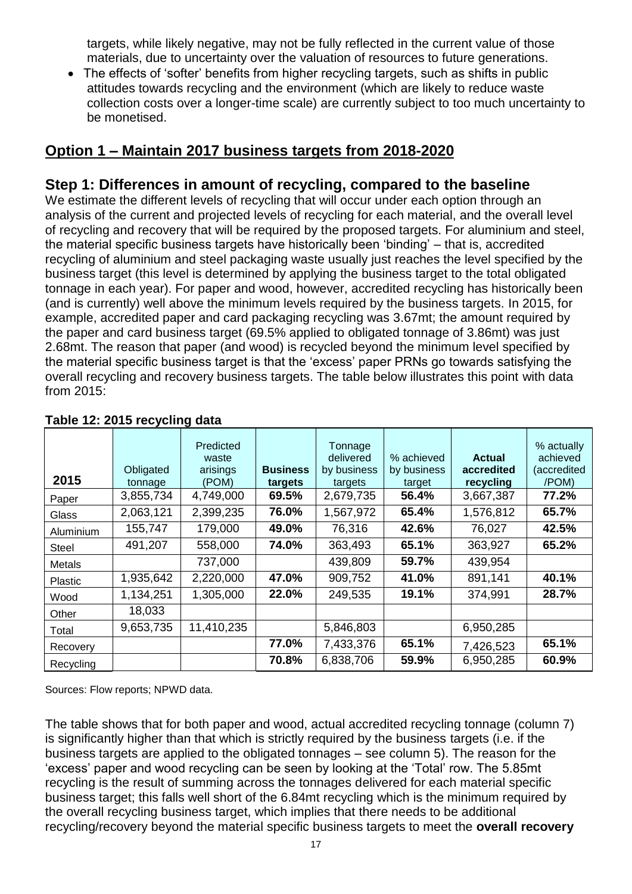targets, while likely negative, may not be fully reflected in the current value of those materials, due to uncertainty over the valuation of resources to future generations.

- The effects of 'softer' benefits from higher recycling targets, such as shifts in public attitudes towards recycling and the environment (which are likely to reduce waste collection costs over a longer-time scale) are currently subject to too much uncertainty to be monetised.

## Option 1 – Maintain 2017 business targets from 2018-2020

### Step 1: Differences in amount of recycling, compared to the baseline

We estimate the different levels of recycling that will occur under each option through an analysis of the current and projected levels of recycling for each material, and the overall level of recycling and recovery that will be required by the proposed targets. For aluminium and steel, the material specific business targets have historically been 'binding' – that is, accredited recycling of aluminium and steel packaging waste usually just reaches the level specified by the business target (this level is determined by applying the business target to the total obligated tonnage in each year). For paper and wood, however, accredited recycling has historically been (and is currently) well above the minimum levels required by the business targets. In 2015, for example, accredited paper and card packaging recycling was 3.67mt; the amount required by the paper and card business target (69.5% applied to obligated tonnage of 3.86mt) was just 2.68mt. The reason that paper (and wood) is recycled beyond the minimum level specified by the material specific business target is that the 'excess' paper PRNs go towards satisfying the overall recycling and recovery business targets. The table below illustrates this point with data from 2015:

**Table 12: 2015 recycling data**

| 2015 | Obligated tonnage | Predicted waste arisings (POM) | **Business targets** | Tonnage delivered by business targets | % achieved by business target | **Actual accredited recycling** | % actually achieved (accredited /POM) |
|---|---|---|---|---|---|---|---|
| Paper | 3,855,734 | 4,749,000 | **69.5%** | 2,679,735 | 56.4% | 3,667,387 | **77.2%** |
| Glass | 2,063,121 | 2,399,235 | **76.0%** | 1,567,972 | 65.4% | 1,576,812 | **65.7%** |
| Aluminium | 155,747 | 179,000 | **49.0%** | 76,316 | 42.6% | 76,027 | **42.5%** |
| Steel | 491,207 | 558,000 | **74.0%** | 363,493 | 65.1% | 363,927 | **65.2%** |
| Metals | | 737,000 | | 439,809 | **59.7%** | 439,954 | |
| Plastic | 1,935,642 | 2,220,000 | **47.0%** | 909,752 | 41.0% | 891,141 | **40.1%** |
| Wood | 1,134,251 | 1,305,000 | **22.0%** | 249,535 | 19.1% | 374,991 | **28.7%** |
| Other | 18,033 | | | | | | |
| Total | 9,653,735 | 11,410,235 | | 5,846,803 | | 6,950,285 | |
| Recovery | | | **77.0%** | 7,433,376 | **65.1%** | 7,426,523 | **65.1%** |
| Recycling | | | **70.8%** | 6,838,706 | **59.9%** | 6,950,285 | **60.9%** |

Sources: Flow reports; NPWD data.

The table shows that for both paper and wood, actual accredited recycling tonnage (column 7) is significantly higher than that which is strictly required by the business targets (i.e. if the business targets are applied to the obligated tonnages – see column 5). The reason for the 'excess' paper and wood recycling can be seen by looking at the 'Total' row. The 5.85mt recycling is the result of summing across the tonnages delivered for each material specific business target; this falls well short of the 6.84mt recycling which is the minimum required by the overall recycling business target, which implies that there needs to be additional recycling/recovery beyond the material specific business targets to meet the **overall recovery**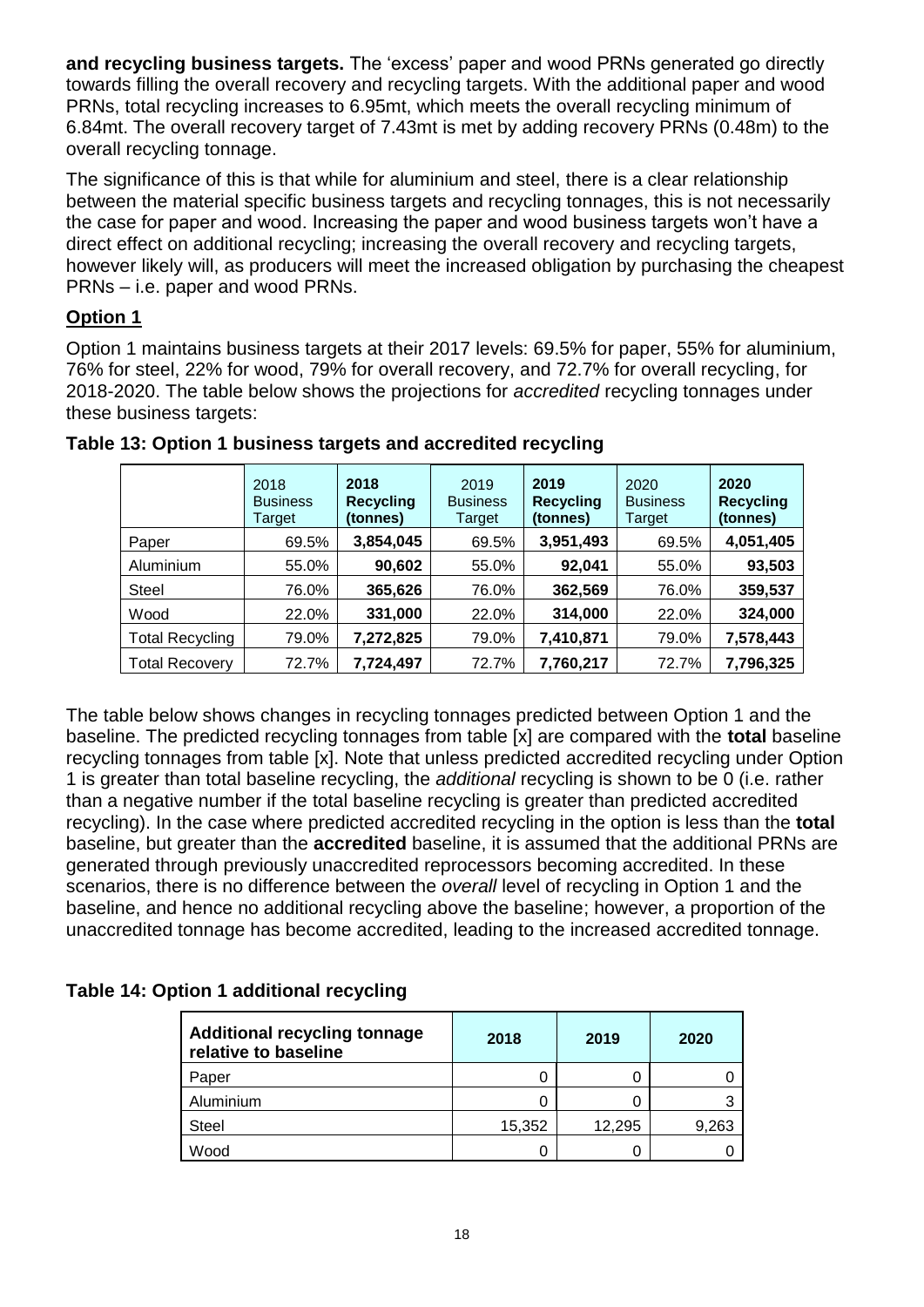**and recycling business targets.** The 'excess' paper and wood PRNs generated go directly towards filling the overall recovery and recycling targets. With the additional paper and wood PRNs, total recycling increases to 6.95mt, which meets the overall recycling minimum of 6.84mt. The overall recovery target of 7.43mt is met by adding recovery PRNs (0.48m) to the overall recycling tonnage.

The significance of this is that while for aluminium and steel, there is a clear relationship between the material specific business targets and recycling tonnages, this is not necessarily the case for paper and wood. Increasing the paper and wood business targets won't have a direct effect on additional recycling; increasing the overall recovery and recycling targets, however likely will, as producers will meet the increased obligation by purchasing the cheapest PRNs – i.e. paper and wood PRNs.

## Option 1

Option 1 maintains business targets at their 2017 levels: 69.5% for paper, 55% for aluminium, 76% for steel, 22% for wood, 79% for overall recovery, and 72.7% for overall recycling, for 2018-2020. The table below shows the projections for *accredited* recycling tonnages under these business targets:

**Table 13: Option 1 business targets and accredited recycling**

| | 2018 Business Target | **2018 Recycling (tonnes)** | 2019 Business Target | **2019 Recycling (tonnes)** | 2020 Business Target | **2020 Recycling (tonnes)** |
|---|---|---|---|---|---|---|
| Paper | 69.5% | **3,854,045** | 69.5% | **3,951,493** | 69.5% | **4,051,405** |
| Aluminium | 55.0% | **90,602** | 55.0% | **92,041** | 55.0% | **93,503** |
| Steel | 76.0% | **365,626** | 76.0% | **362,569** | 76.0% | **359,537** |
| Wood | 22.0% | **331,000** | 22.0% | **314,000** | 22.0% | **324,000** |
| Total Recycling | 79.0% | **7,272,825** | 79.0% | **7,410,871** | 79.0% | **7,578,443** |
| Total Recovery | 72.7% | **7,724,497** | 72.7% | **7,760,217** | 72.7% | **7,796,325** |

The table below shows changes in recycling tonnages predicted between Option 1 and the baseline. The predicted recycling tonnages from table [x] are compared with the **total** baseline recycling tonnages from table [x]. Note that unless predicted accredited recycling under Option 1 is greater than total baseline recycling, the *additional* recycling is shown to be 0 (i.e. rather than a negative number if the total baseline recycling is greater than predicted accredited recycling). In the case where predicted accredited recycling in the option is less than the **total** baseline, but greater than the **accredited** baseline, it is assumed that the additional PRNs are generated through previously unaccredited reprocessors becoming accredited. In these scenarios, there is no difference between the *overall* level of recycling in Option 1 and the baseline, and hence no additional recycling above the baseline; however, a proportion of the unaccredited tonnage has become accredited, leading to the increased accredited tonnage.

**Table 14: Option 1 additional recycling**

| **Additional recycling tonnage relative to baseline** | **2018** | **2019** | **2020** |
|---|---|---|---|
| Paper | 0 | 0 | 0 |
| Aluminium | 0 | 0 | 3 |
| Steel | 15,352 | 12,295 | 9,263 |
| Wood | 0 | 0 | 0 |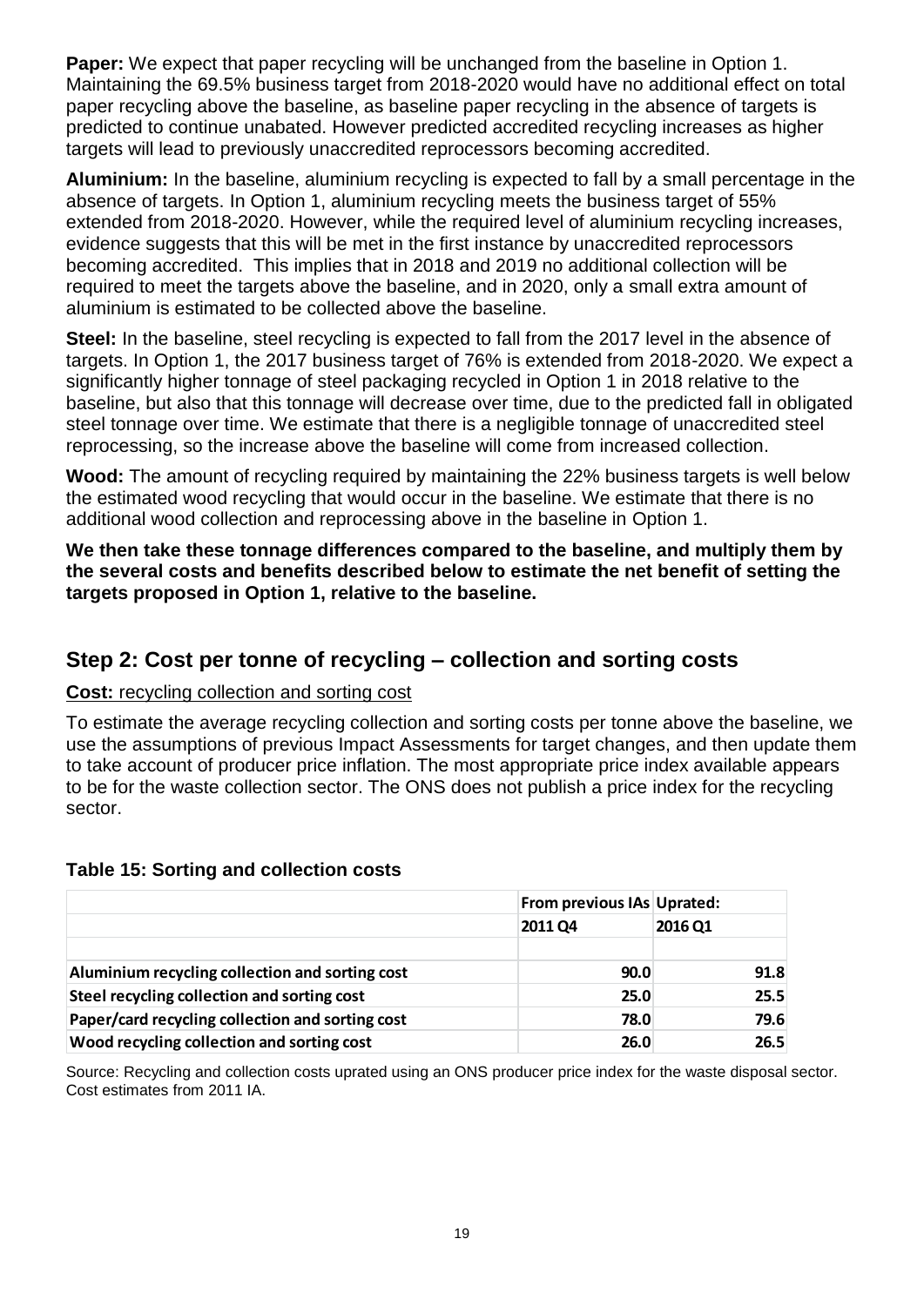**Paper:** We expect that paper recycling will be unchanged from the baseline in Option 1. Maintaining the 69.5% business target from 2018-2020 would have no additional effect on total paper recycling above the baseline, as baseline paper recycling in the absence of targets is predicted to continue unabated. However predicted accredited recycling increases as higher targets will lead to previously unaccredited reprocessors becoming accredited.

**Aluminium:** In the baseline, aluminium recycling is expected to fall by a small percentage in the absence of targets. In Option 1, aluminium recycling meets the business target of 55% extended from 2018-2020. However, while the required level of aluminium recycling increases, evidence suggests that this will be met in the first instance by unaccredited reprocessors becoming accredited. This implies that in 2018 and 2019 no additional collection will be required to meet the targets above the baseline, and in 2020, only a small extra amount of aluminium is estimated to be collected above the baseline.

**Steel:** In the baseline, steel recycling is expected to fall from the 2017 level in the absence of targets. In Option 1, the 2017 business target of 76% is extended from 2018-2020. We expect a significantly higher tonnage of steel packaging recycled in Option 1 in 2018 relative to the baseline, but also that this tonnage will decrease over time, due to the predicted fall in obligated steel tonnage over time. We estimate that there is a negligible tonnage of unaccredited steel reprocessing, so the increase above the baseline will come from increased collection.

**Wood:** The amount of recycling required by maintaining the 22% business targets is well below the estimated wood recycling that would occur in the baseline. We estimate that there is no additional wood collection and reprocessing above in the baseline in Option 1.

**We then take these tonnage differences compared to the baseline, and multiply them by the several costs and benefits described below to estimate the net benefit of setting the targets proposed in Option 1, relative to the baseline.**

## Step 2: Cost per tonne of recycling – collection and sorting costs

**Cost:** recycling collection and sorting cost

To estimate the average recycling collection and sorting costs per tonne above the baseline, we use the assumptions of previous Impact Assessments for target changes, and then update them to take account of producer price inflation. The most appropriate price index available appears to be for the waste collection sector. The ONS does not publish a price index for the recycling sector.

### Table 15: Sorting and collection costs

| | From previous IAs | Uprated: |
|---|---|---|
| | 2011 Q4 | 2016 Q1 |
| | | |
| Aluminium recycling collection and sorting cost | 90.0 | 91.8 |
| Steel recycling collection and sorting cost | 25.0 | 25.5 |
| Paper/card recycling collection and sorting cost | 78.0 | 79.6 |
| Wood recycling collection and sorting cost | 26.0 | 26.5 |

Source: Recycling and collection costs uprated using an ONS producer price index for the waste disposal sector. Cost estimates from 2011 IA.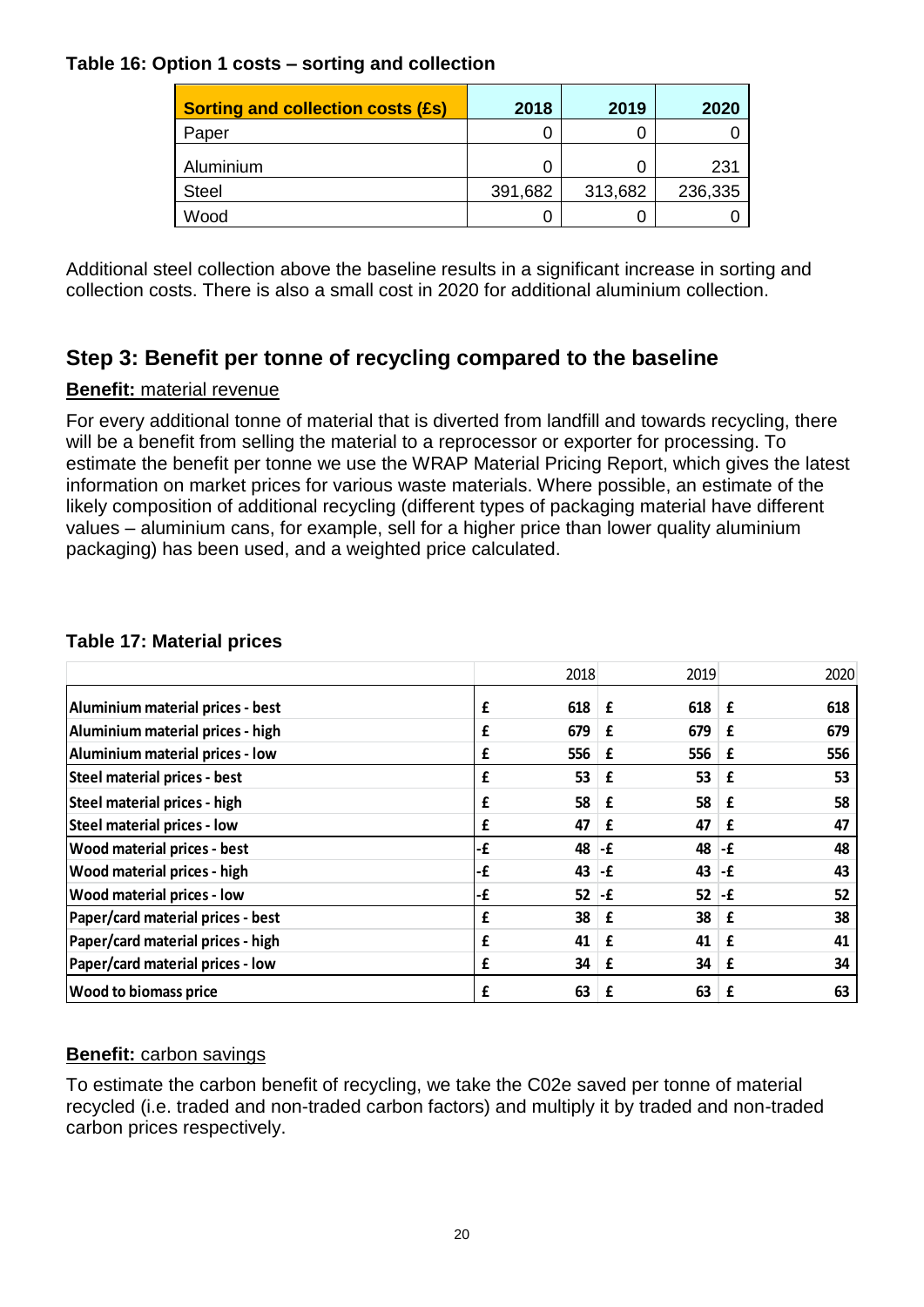**Table 16: Option 1 costs – sorting and collection**

| Sorting and collection costs (£s) | 2018 | 2019 | 2020 |
|---|---|---|---|
| Paper | 0 | 0 | 0 |
| Aluminium | 0 | 0 | 231 |
| Steel | 391,682 | 313,682 | 236,335 |
| Wood | 0 | 0 | 0 |

Additional steel collection above the baseline results in a significant increase in sorting and collection costs. There is also a small cost in 2020 for additional aluminium collection.

## Step 3: Benefit per tonne of recycling compared to the baseline

**Benefit:** material revenue

For every additional tonne of material that is diverted from landfill and towards recycling, there will be a benefit from selling the material to a reprocessor or exporter for processing. To estimate the benefit per tonne we use the WRAP Material Pricing Report, which gives the latest information on market prices for various waste materials. Where possible, an estimate of the likely composition of additional recycling (different types of packaging material have different values – aluminium cans, for example, sell for a higher price than lower quality aluminium packaging) has been used, and a weighted price calculated.

**Table 17: Material prices**

| | 2018 | 2019 | 2020 |
|---|---|---|---|
| **Aluminium material prices - best** | £ 618 | £ 618 | £ 618 |
| **Aluminium material prices - high** | £ 679 | £ 679 | £ 679 |
| **Aluminium material prices - low** | £ 556 | £ 556 | £ 556 |
| **Steel material prices - best** | £ 53 | £ 53 | £ 53 |
| **Steel material prices - high** | £ 58 | £ 58 | £ 58 |
| **Steel material prices - low** | £ 47 | £ 47 | £ 47 |
| **Wood material prices - best** | -£ 48 | -£ 48 | -£ 48 |
| **Wood material prices - high** | -£ 43 | -£ 43 | -£ 43 |
| **Wood material prices - low** | -£ 52 | -£ 52 | -£ 52 |
| **Paper/card material prices - best** | £ 38 | £ 38 | £ 38 |
| **Paper/card material prices - high** | £ 41 | £ 41 | £ 41 |
| **Paper/card material prices - low** | £ 34 | £ 34 | £ 34 |
| **Wood to biomass price** | £ 63 | £ 63 | £ 63 |

**Benefit:** carbon savings

To estimate the carbon benefit of recycling, we take the C02e saved per tonne of material recycled (i.e. traded and non-traded carbon factors) and multiply it by traded and non-traded carbon prices respectively.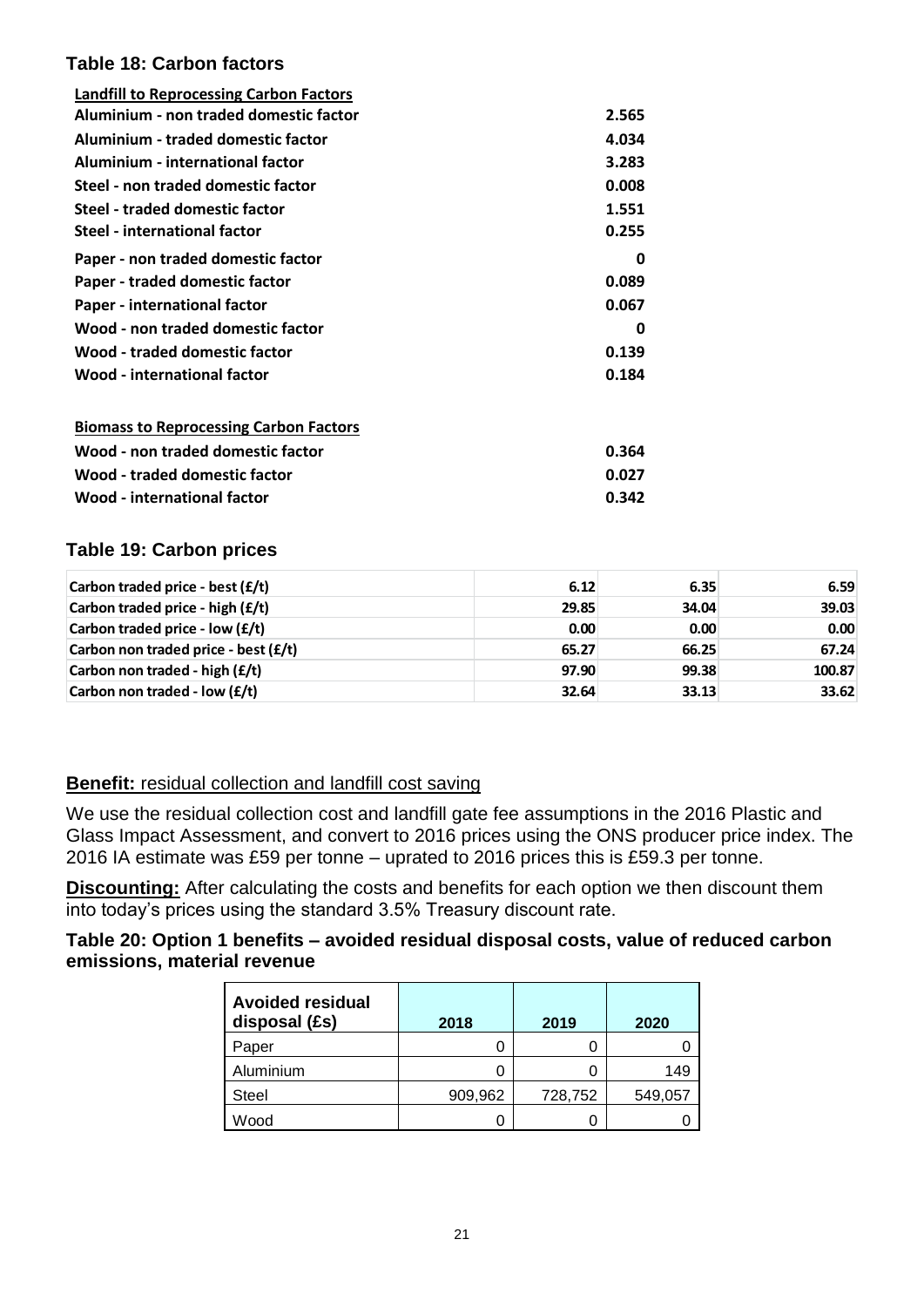### Table 18: Carbon factors

| **Landfill to Reprocessing Carbon Factors** | |
|---|---|
| **Aluminium - non traded domestic factor** | **2.565** |
| **Aluminium - traded domestic factor** | **4.034** |
| **Aluminium - international factor** | **3.283** |
| **Steel - non traded domestic factor** | **0.008** |
| **Steel - traded domestic factor** | **1.551** |
| **Steel - international factor** | **0.255** |
| **Paper - non traded domestic factor** | **0** |
| **Paper - traded domestic factor** | **0.089** |
| **Paper - international factor** | **0.067** |
| **Wood - non traded domestic factor** | **0** |
| **Wood - traded domestic factor** | **0.139** |
| **Wood - international factor** | **0.184** |

| **Biomass to Reprocessing Carbon Factors** | |
|---|---|
| **Wood - non traded domestic factor** | **0.364** |
| **Wood - traded domestic factor** | **0.027** |
| **Wood - international factor** | **0.342** |

### Table 19: Carbon prices

| | | | |
|---|---|---|---|
| **Carbon traded price - best (£/t)** | **6.12** | **6.35** | **6.59** |
| **Carbon traded price - high (£/t)** | **29.85** | **34.04** | **39.03** |
| **Carbon traded price - low (£/t)** | **0.00** | **0.00** | **0.00** |
| **Carbon non traded price - best (£/t)** | **65.27** | **66.25** | **67.24** |
| **Carbon non traded - high (£/t)** | **97.90** | **99.38** | **100.87** |
| **Carbon non traded - low (£/t)** | **32.64** | **33.13** | **33.62** |

**Benefit:** residual collection and landfill cost saving

We use the residual collection cost and landfill gate fee assumptions in the 2016 Plastic and Glass Impact Assessment, and convert to 2016 prices using the ONS producer price index. The 2016 IA estimate was £59 per tonne – uprated to 2016 prices this is £59.3 per tonne.

**Discounting:** After calculating the costs and benefits for each option we then discount them into today's prices using the standard 3.5% Treasury discount rate.

**Table 20: Option 1 benefits – avoided residual disposal costs, value of reduced carbon emissions, material revenue**

| **Avoided residual disposal (£s)** | **2018** | **2019** | **2020** |
|---|---|---|---|
| Paper | 0 | 0 | 0 |
| Aluminium | 0 | 0 | 149 |
| Steel | 909,962 | 728,752 | 549,057 |
| Wood | 0 | 0 | 0 |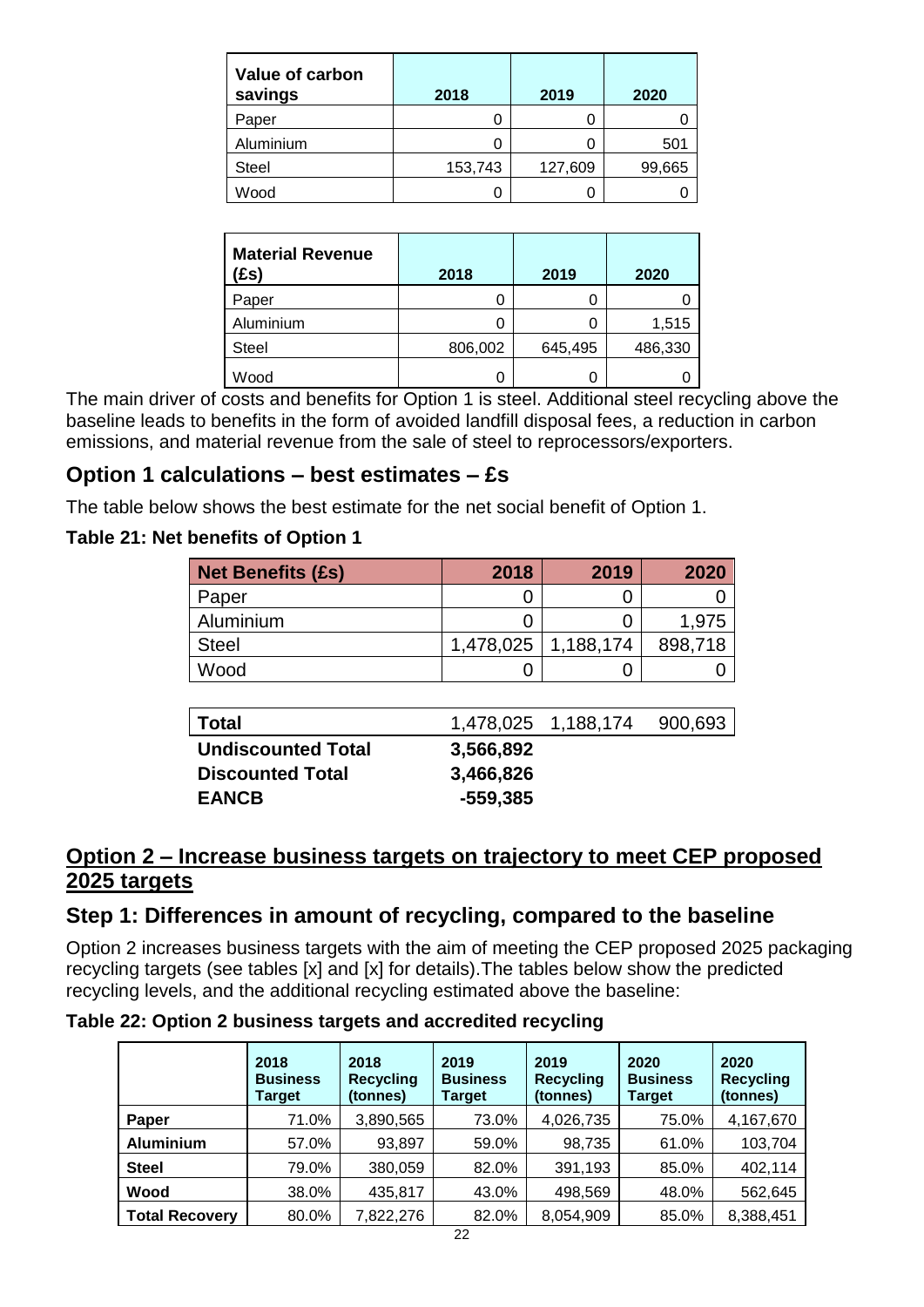| Value of carbon savings | 2018 | 2019 | 2020 |
|---|---|---|---|
| Paper | 0 | 0 | 0 |
| Aluminium | 0 | 0 | 501 |
| Steel | 153,743 | 127,609 | 99,665 |
| Wood | 0 | 0 | 0 |

| Material Revenue (£s) | 2018 | 2019 | 2020 |
|---|---|---|---|
| Paper | 0 | 0 | 0 |
| Aluminium | 0 | 0 | 1,515 |
| Steel | 806,002 | 645,495 | 486,330 |
| Wood | 0 | 0 | 0 |

The main driver of costs and benefits for Option 1 is steel. Additional steel recycling above the baseline leads to benefits in the form of avoided landfill disposal fees, a reduction in carbon emissions, and material revenue from the sale of steel to reprocessors/exporters.

## Option 1 calculations – best estimates – £s

The table below shows the best estimate for the net social benefit of Option 1.

**Table 21: Net benefits of Option 1**

| Net Benefits (£s) | 2018 | 2019 | 2020 |
|---|---|---|---|
| Paper | 0 | 0 | 0 |
| Aluminium | 0 | 0 | 1,975 |
| Steel | 1,478,025 | 1,188,174 | 898,718 |
| Wood | 0 | 0 | 0 |
| | | | |
| **Total** | 1,478,025 | 1,188,174 | 900,693 |
| **Undiscounted Total** | **3,566,892** | | |
| **Discounted Total** | **3,466,826** | | |
| **EANCB** | **-559,385** | | |

## Option 2 – Increase business targets on trajectory to meet CEP proposed 2025 targets

## Step 1: Differences in amount of recycling, compared to the baseline

Option 2 increases business targets with the aim of meeting the CEP proposed 2025 packaging recycling targets (see tables [x] and [x] for details).The tables below show the predicted recycling levels, and the additional recycling estimated above the baseline:

**Table 22: Option 2 business targets and accredited recycling**

| | 2018 Business Target | 2018 Recycling (tonnes) | 2019 Business Target | 2019 Recycling (tonnes) | 2020 Business Target | 2020 Recycling (tonnes) |
|---|---|---|---|---|---|---|
| **Paper** | 71.0% | 3,890,565 | 73.0% | 4,026,735 | 75.0% | 4,167,670 |
| **Aluminium** | 57.0% | 93,897 | 59.0% | 98,735 | 61.0% | 103,704 |
| **Steel** | 79.0% | 380,059 | 82.0% | 391,193 | 85.0% | 402,114 |
| **Wood** | 38.0% | 435,817 | 43.0% | 498,569 | 48.0% | 562,645 |
| **Total Recovery** | 80.0% | 7,822,276 | 82.0% | 8,054,909 | 85.0% | 8,388,451 |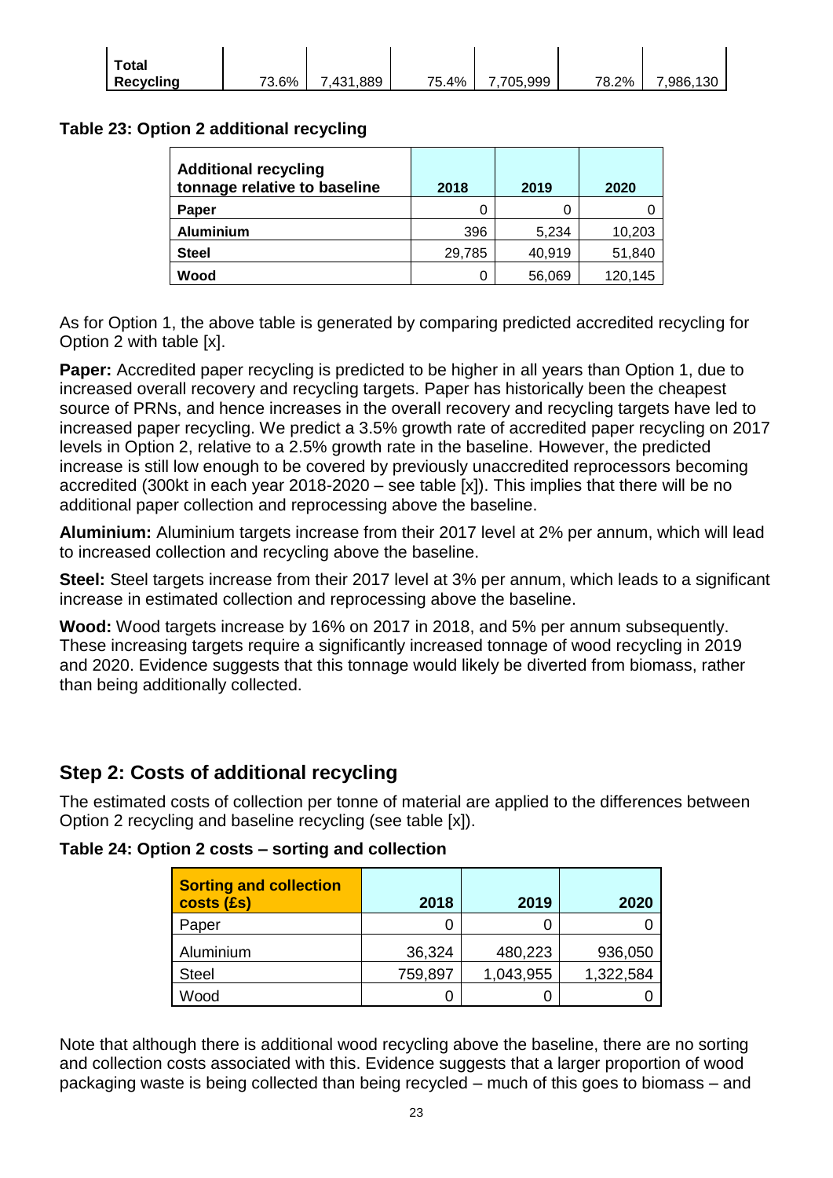| Total Recycling | 73.6% | 7,431,889 | 75.4% | 7,705,999 | 78.2% | 7,986,130 |
|---|---|---|---|---|---|---|

**Table 23: Option 2 additional recycling**

| Additional recycling tonnage relative to baseline | 2018 | 2019 | 2020 |
|---|---|---|---|
| **Paper** | 0 | 0 | 0 |
| **Aluminium** | 396 | 5,234 | 10,203 |
| **Steel** | 29,785 | 40,919 | 51,840 |
| **Wood** | 0 | 56,069 | 120,145 |

As for Option 1, the above table is generated by comparing predicted accredited recycling for Option 2 with table [x].

**Paper:** Accredited paper recycling is predicted to be higher in all years than Option 1, due to increased overall recovery and recycling targets. Paper has historically been the cheapest source of PRNs, and hence increases in the overall recovery and recycling targets have led to increased paper recycling. We predict a 3.5% growth rate of accredited paper recycling on 2017 levels in Option 2, relative to a 2.5% growth rate in the baseline. However, the predicted increase is still low enough to be covered by previously unaccredited reprocessors becoming accredited (300kt in each year 2018-2020 – see table [x]). This implies that there will be no additional paper collection and reprocessing above the baseline.

**Aluminium:** Aluminium targets increase from their 2017 level at 2% per annum, which will lead to increased collection and recycling above the baseline.

**Steel:** Steel targets increase from their 2017 level at 3% per annum, which leads to a significant increase in estimated collection and reprocessing above the baseline.

**Wood:** Wood targets increase by 16% on 2017 in 2018, and 5% per annum subsequently. These increasing targets require a significantly increased tonnage of wood recycling in 2019 and 2020. Evidence suggests that this tonnage would likely be diverted from biomass, rather than being additionally collected.

## Step 2: Costs of additional recycling

The estimated costs of collection per tonne of material are applied to the differences between Option 2 recycling and baseline recycling (see table [x]).

**Table 24: Option 2 costs – sorting and collection**

| Sorting and collection costs (£s) | 2018 | 2019 | 2020 |
|---|---|---|---|
| Paper | 0 | 0 | 0 |
| Aluminium | 36,324 | 480,223 | 936,050 |
| Steel | 759,897 | 1,043,955 | 1,322,584 |
| Wood | 0 | 0 | 0 |

Note that although there is additional wood recycling above the baseline, there are no sorting and collection costs associated with this. Evidence suggests that a larger proportion of wood packaging waste is being collected than being recycled – much of this goes to biomass – and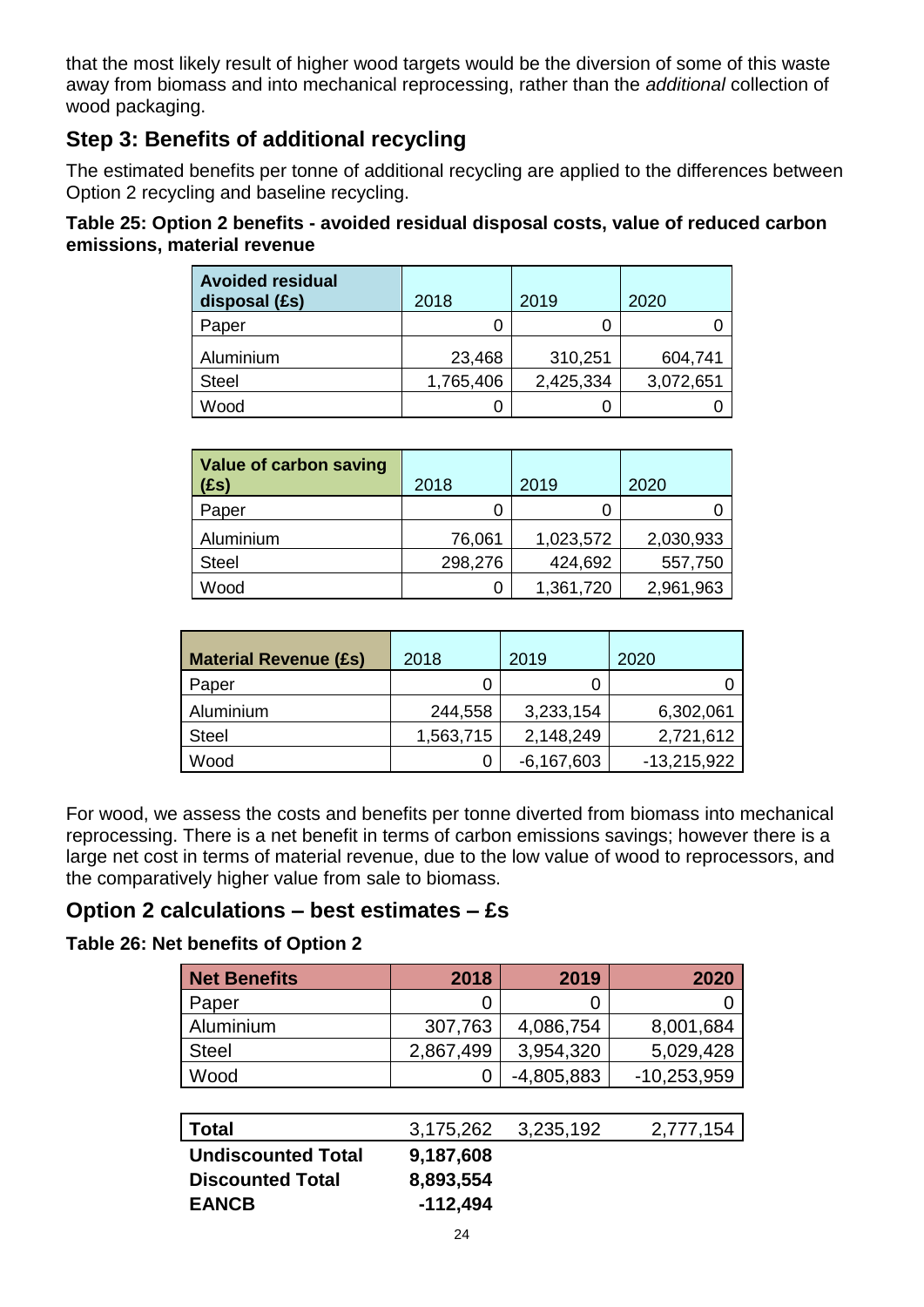that the most likely result of higher wood targets would be the diversion of some of this waste away from biomass and into mechanical reprocessing, rather than the *additional* collection of wood packaging.

## Step 3: Benefits of additional recycling

The estimated benefits per tonne of additional recycling are applied to the differences between Option 2 recycling and baseline recycling.

**Table 25: Option 2 benefits - avoided residual disposal costs, value of reduced carbon emissions, material revenue**

| Avoided residual disposal (£s) | 2018 | 2019 | 2020 |
|---|---|---|---|
| Paper | 0 | 0 | 0 |
| Aluminium | 23,468 | 310,251 | 604,741 |
| Steel | 1,765,406 | 2,425,334 | 3,072,651 |
| Wood | 0 | 0 | 0 |

| Value of carbon saving (£s) | 2018 | 2019 | 2020 |
|---|---|---|---|
| Paper | 0 | 0 | 0 |
| Aluminium | 76,061 | 1,023,572 | 2,030,933 |
| Steel | 298,276 | 424,692 | 557,750 |
| Wood | 0 | 1,361,720 | 2,961,963 |

| Material Revenue (£s) | 2018 | 2019 | 2020 |
|---|---|---|---|
| Paper | 0 | 0 | 0 |
| Aluminium | 244,558 | 3,233,154 | 6,302,061 |
| Steel | 1,563,715 | 2,148,249 | 2,721,612 |
| Wood | 0 | -6,167,603 | -13,215,922 |

For wood, we assess the costs and benefits per tonne diverted from biomass into mechanical reprocessing. There is a net benefit in terms of carbon emissions savings; however there is a large net cost in terms of material revenue, due to the low value of wood to reprocessors, and the comparatively higher value from sale to biomass.

## Option 2 calculations – best estimates – £s

**Table 26: Net benefits of Option 2**

| Net Benefits | 2018 | 2019 | 2020 |
|---|---|---|---|
| Paper | 0 | 0 | 0 |
| Aluminium | 307,763 | 4,086,754 | 8,001,684 |
| Steel | 2,867,499 | 3,954,320 | 5,029,428 |
| Wood | 0 | -4,805,883 | -10,253,959 |
| **Total** | 3,175,262 | 3,235,192 | 2,777,154 |
| **Undiscounted Total** | **9,187,608** | | |
| **Discounted Total** | **8,893,554** | | |
| **EANCB** | **-112,494** | | |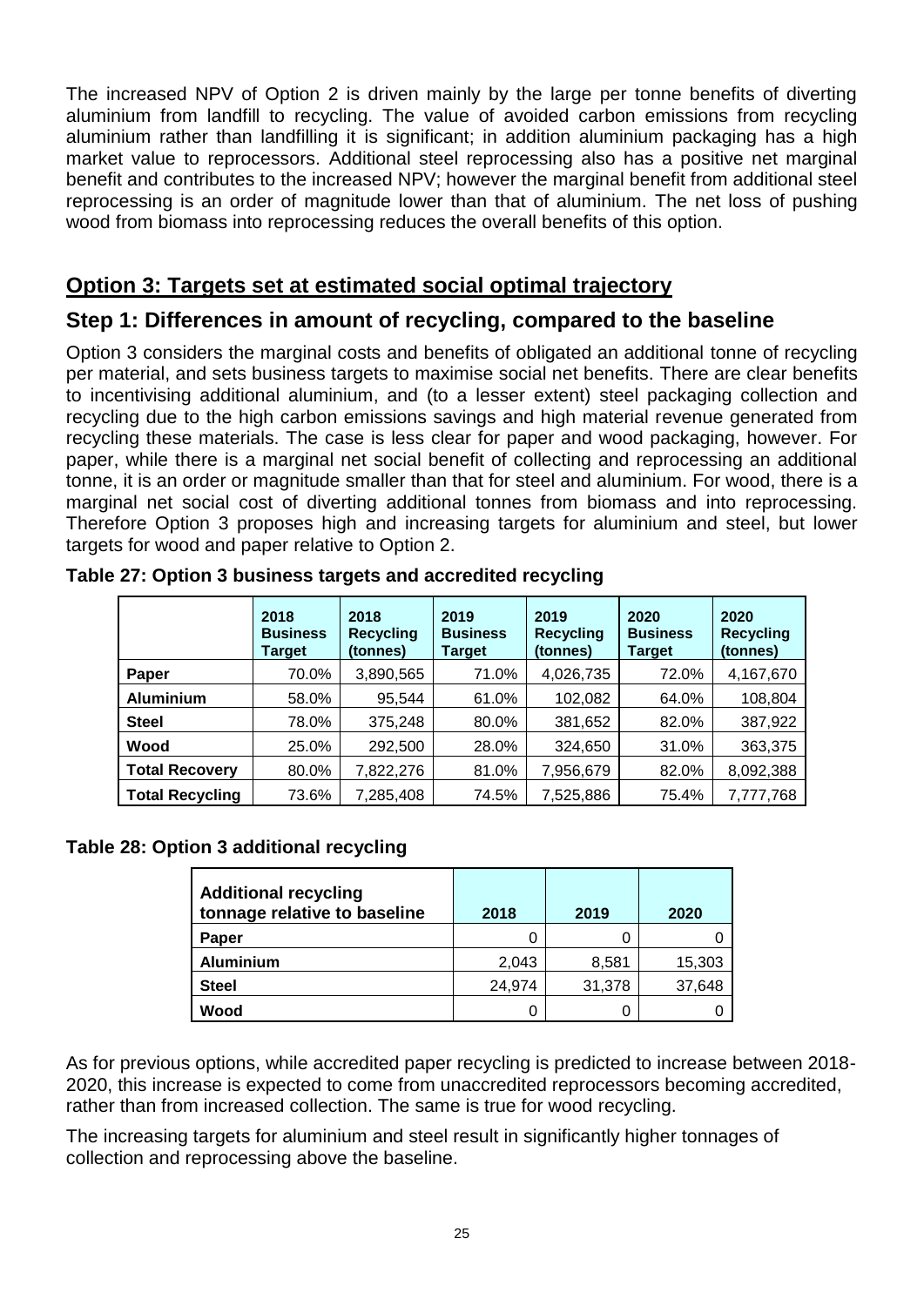The increased NPV of Option 2 is driven mainly by the large per tonne benefits of diverting aluminium from landfill to recycling. The value of avoided carbon emissions from recycling aluminium rather than landfilling it is significant; in addition aluminium packaging has a high market value to reprocessors. Additional steel reprocessing also has a positive net marginal benefit and contributes to the increased NPV; however the marginal benefit from additional steel reprocessing is an order of magnitude lower than that of aluminium. The net loss of pushing wood from biomass into reprocessing reduces the overall benefits of this option.

## Option 3: Targets set at estimated social optimal trajectory

### Step 1: Differences in amount of recycling, compared to the baseline

Option 3 considers the marginal costs and benefits of obligated an additional tonne of recycling per material, and sets business targets to maximise social net benefits. There are clear benefits to incentivising additional aluminium, and (to a lesser extent) steel packaging collection and recycling due to the high carbon emissions savings and high material revenue generated from recycling these materials. The case is less clear for paper and wood packaging, however. For paper, while there is a marginal net social benefit of collecting and reprocessing an additional tonne, it is an order or magnitude smaller than that for steel and aluminium. For wood, there is a marginal net social cost of diverting additional tonnes from biomass and into reprocessing. Therefore Option 3 proposes high and increasing targets for aluminium and steel, but lower targets for wood and paper relative to Option 2.

**Table 27: Option 3 business targets and accredited recycling**

| | 2018 Business Target | 2018 Recycling (tonnes) | 2019 Business Target | 2019 Recycling (tonnes) | 2020 Business Target | 2020 Recycling (tonnes) |
|---|---|---|---|---|---|---|
| **Paper** | 70.0% | 3,890,565 | 71.0% | 4,026,735 | 72.0% | 4,167,670 |
| **Aluminium** | 58.0% | 95,544 | 61.0% | 102,082 | 64.0% | 108,804 |
| **Steel** | 78.0% | 375,248 | 80.0% | 381,652 | 82.0% | 387,922 |
| **Wood** | 25.0% | 292,500 | 28.0% | 324,650 | 31.0% | 363,375 |
| **Total Recovery** | 80.0% | 7,822,276 | 81.0% | 7,956,679 | 82.0% | 8,092,388 |
| **Total Recycling** | 73.6% | 7,285,408 | 74.5% | 7,525,886 | 75.4% | 7,777,768 |

**Table 28: Option 3 additional recycling**

| Additional recycling tonnage relative to baseline | 2018 | 2019 | 2020 |
|---|---|---|---|
| **Paper** | 0 | 0 | 0 |
| **Aluminium** | 2,043 | 8,581 | 15,303 |
| **Steel** | 24,974 | 31,378 | 37,648 |
| **Wood** | 0 | 0 | 0 |

As for previous options, while accredited paper recycling is predicted to increase between 2018-2020, this increase is expected to come from unaccredited reprocessors becoming accredited, rather than from increased collection. The same is true for wood recycling.

The increasing targets for aluminium and steel result in significantly higher tonnages of collection and reprocessing above the baseline.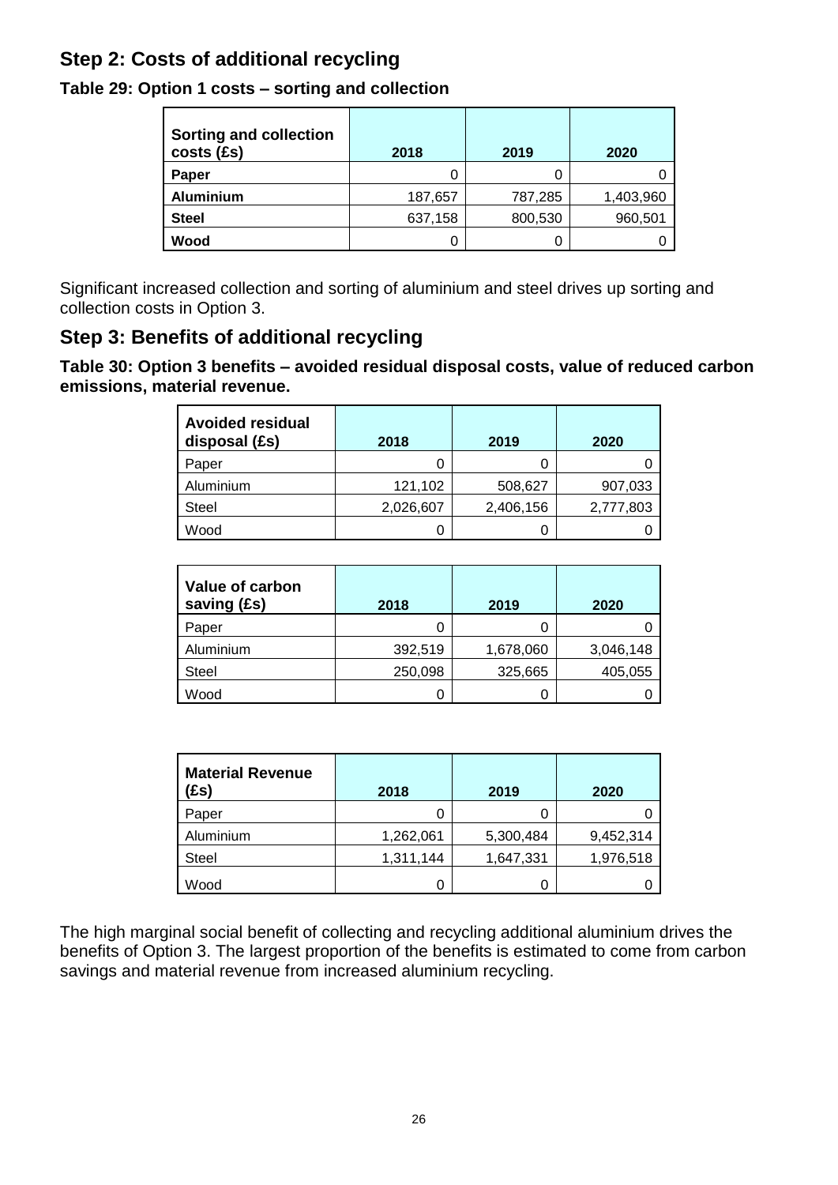## Step 2: Costs of additional recycling

**Table 29: Option 1 costs – sorting and collection**

| Sorting and collection costs (£s) | 2018 | 2019 | 2020 |
|---|---|---|---|
| **Paper** | 0 | 0 | 0 |
| **Aluminium** | 187,657 | 787,285 | 1,403,960 |
| **Steel** | 637,158 | 800,530 | 960,501 |
| **Wood** | 0 | 0 | 0 |

Significant increased collection and sorting of aluminium and steel drives up sorting and collection costs in Option 3.

## Step 3: Benefits of additional recycling

**Table 30: Option 3 benefits – avoided residual disposal costs, value of reduced carbon emissions, material revenue.**

| Avoided residual disposal (£s) | 2018 | 2019 | 2020 |
|---|---|---|---|
| Paper | 0 | 0 | 0 |
| Aluminium | 121,102 | 508,627 | 907,033 |
| Steel | 2,026,607 | 2,406,156 | 2,777,803 |
| Wood | 0 | 0 | 0 |

| Value of carbon saving (£s) | 2018 | 2019 | 2020 |
|---|---|---|---|
| Paper | 0 | 0 | 0 |
| Aluminium | 392,519 | 1,678,060 | 3,046,148 |
| Steel | 250,098 | 325,665 | 405,055 |
| Wood | 0 | 0 | 0 |

| Material Revenue (£s) | 2018 | 2019 | 2020 |
|---|---|---|---|
| Paper | 0 | 0 | 0 |
| Aluminium | 1,262,061 | 5,300,484 | 9,452,314 |
| Steel | 1,311,144 | 1,647,331 | 1,976,518 |
| Wood | 0 | 0 | 0 |

The high marginal social benefit of collecting and recycling additional aluminium drives the benefits of Option 3. The largest proportion of the benefits is estimated to come from carbon savings and material revenue from increased aluminium recycling.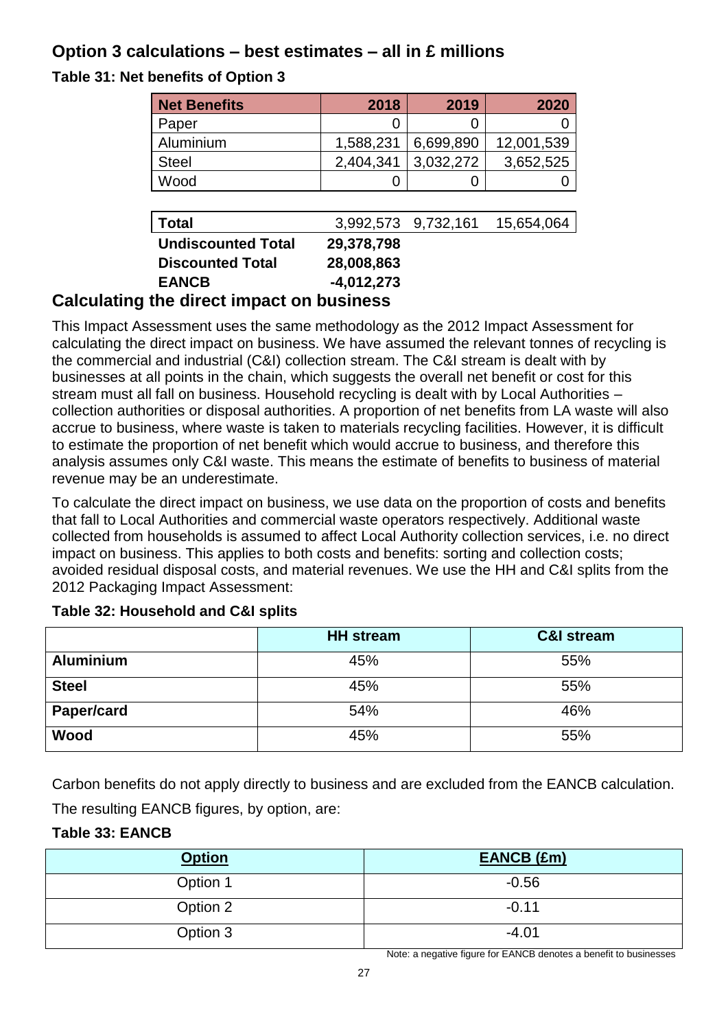## Option 3 calculations – best estimates – all in £ millions

### Table 31: Net benefits of Option 3

| Net Benefits | 2018 | 2019 | 2020 |
|---|---|---|---|
| Paper | 0 | 0 | 0 |
| Aluminium | 1,588,231 | 6,699,890 | 12,001,539 |
| Steel | 2,404,341 | 3,032,272 | 3,652,525 |
| Wood | 0 | 0 | 0 |
| **Total** | 3,992,573 | 9,732,161 | 15,654,064 |
| **Undiscounted Total** | **29,378,798** | | |
| **Discounted Total** | **28,008,863** | | |
| **EANCB** | **-4,012,273** | | |

## Calculating the direct impact on business

This Impact Assessment uses the same methodology as the 2012 Impact Assessment for calculating the direct impact on business. We have assumed the relevant tonnes of recycling is the commercial and industrial (C&I) collection stream. The C&I stream is dealt with by businesses at all points in the chain, which suggests the overall net benefit or cost for this stream must all fall on business. Household recycling is dealt with by Local Authorities – collection authorities or disposal authorities. A proportion of net benefits from LA waste will also accrue to business, where waste is taken to materials recycling facilities. However, it is difficult to estimate the proportion of net benefit which would accrue to business, and therefore this analysis assumes only C&I waste. This means the estimate of benefits to business of material revenue may be an underestimate.

To calculate the direct impact on business, we use data on the proportion of costs and benefits that fall to Local Authorities and commercial waste operators respectively. Additional waste collected from households is assumed to affect Local Authority collection services, i.e. no direct impact on business. This applies to both costs and benefits: sorting and collection costs; avoided residual disposal costs, and material revenues. We use the HH and C&I splits from the 2012 Packaging Impact Assessment:

### Table 32: Household and C&I splits

| | HH stream | C&I stream |
|---|---|---|
| **Aluminium** | 45% | 55% |
| **Steel** | 45% | 55% |
| **Paper/card** | 54% | 46% |
| **Wood** | 45% | 55% |

Carbon benefits do not apply directly to business and are excluded from the EANCB calculation.

The resulting EANCB figures, by option, are:

### Table 33: EANCB

| Option | EANCB (£m) |
|---|---|
| Option 1 | -0.56 |
| Option 2 | -0.11 |
| Option 3 | -4.01 |

Note: a negative figure for EANCB denotes a benefit to businesses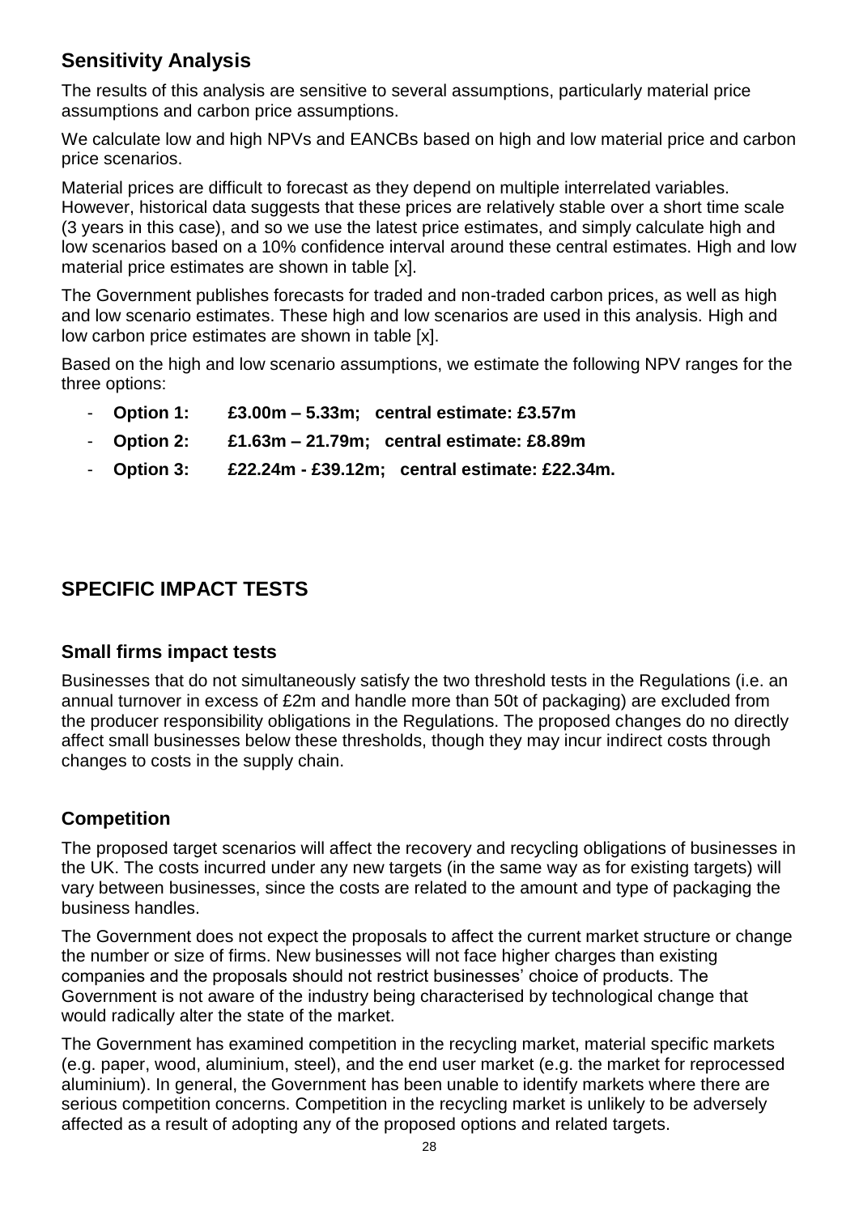## Sensitivity Analysis

The results of this analysis are sensitive to several assumptions, particularly material price assumptions and carbon price assumptions.

We calculate low and high NPVs and EANCBs based on high and low material price and carbon price scenarios.

Material prices are difficult to forecast as they depend on multiple interrelated variables. However, historical data suggests that these prices are relatively stable over a short time scale (3 years in this case), and so we use the latest price estimates, and simply calculate high and low scenarios based on a 10% confidence interval around these central estimates. High and low material price estimates are shown in table [x].

The Government publishes forecasts for traded and non-traded carbon prices, as well as high and low scenario estimates. These high and low scenarios are used in this analysis. High and low carbon price estimates are shown in table [x].

Based on the high and low scenario assumptions, we estimate the following NPV ranges for the three options:

- **Option 1: £3.00m – 5.33m; central estimate: £3.57m**
- **Option 2: £1.63m – 21.79m; central estimate: £8.89m**
- **Option 3: £22.24m - £39.12m; central estimate: £22.34m.**

# SPECIFIC IMPACT TESTS

## Small firms impact tests

Businesses that do not simultaneously satisfy the two threshold tests in the Regulations (i.e. an annual turnover in excess of £2m and handle more than 50t of packaging) are excluded from the producer responsibility obligations in the Regulations. The proposed changes do no directly affect small businesses below these thresholds, though they may incur indirect costs through changes to costs in the supply chain.

## Competition

The proposed target scenarios will affect the recovery and recycling obligations of businesses in the UK. The costs incurred under any new targets (in the same way as for existing targets) will vary between businesses, since the costs are related to the amount and type of packaging the business handles.

The Government does not expect the proposals to affect the current market structure or change the number or size of firms. New businesses will not face higher charges than existing companies and the proposals should not restrict businesses' choice of products. The Government is not aware of the industry being characterised by technological change that would radically alter the state of the market.

The Government has examined competition in the recycling market, material specific markets (e.g. paper, wood, aluminium, steel), and the end user market (e.g. the market for reprocessed aluminium). In general, the Government has been unable to identify markets where there are serious competition concerns. Competition in the recycling market is unlikely to be adversely affected as a result of adopting any of the proposed options and related targets.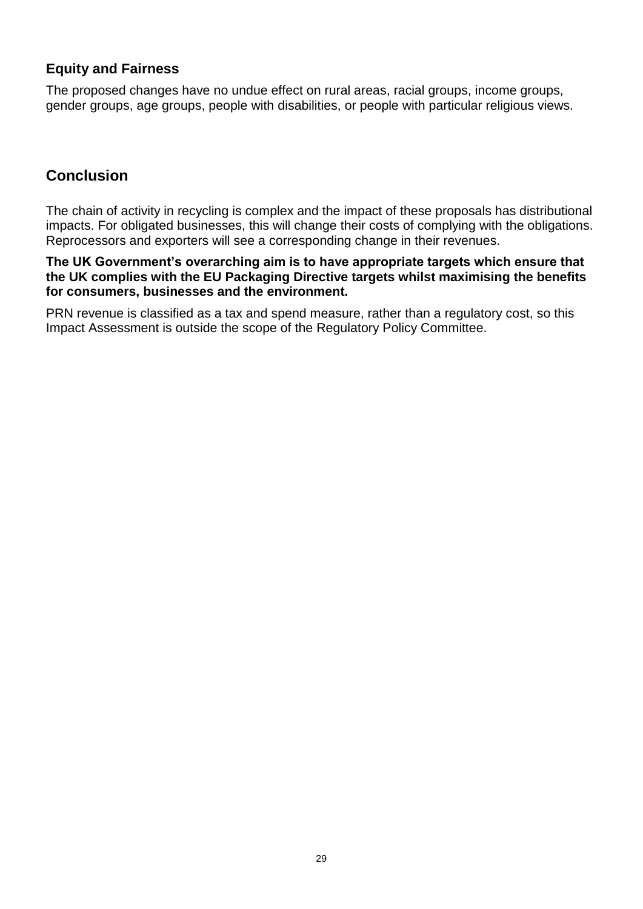### Equity and Fairness

The proposed changes have no undue effect on rural areas, racial groups, income groups, gender groups, age groups, people with disabilities, or people with particular religious views.

## Conclusion

The chain of activity in recycling is complex and the impact of these proposals has distributional impacts. For obligated businesses, this will change their costs of complying with the obligations. Reprocessors and exporters will see a corresponding change in their revenues.

**The UK Government's overarching aim is to have appropriate targets which ensure that the UK complies with the EU Packaging Directive targets whilst maximising the benefits for consumers, businesses and the environment.**

PRN revenue is classified as a tax and spend measure, rather than a regulatory cost, so this Impact Assessment is outside the scope of the Regulatory Policy Committee.